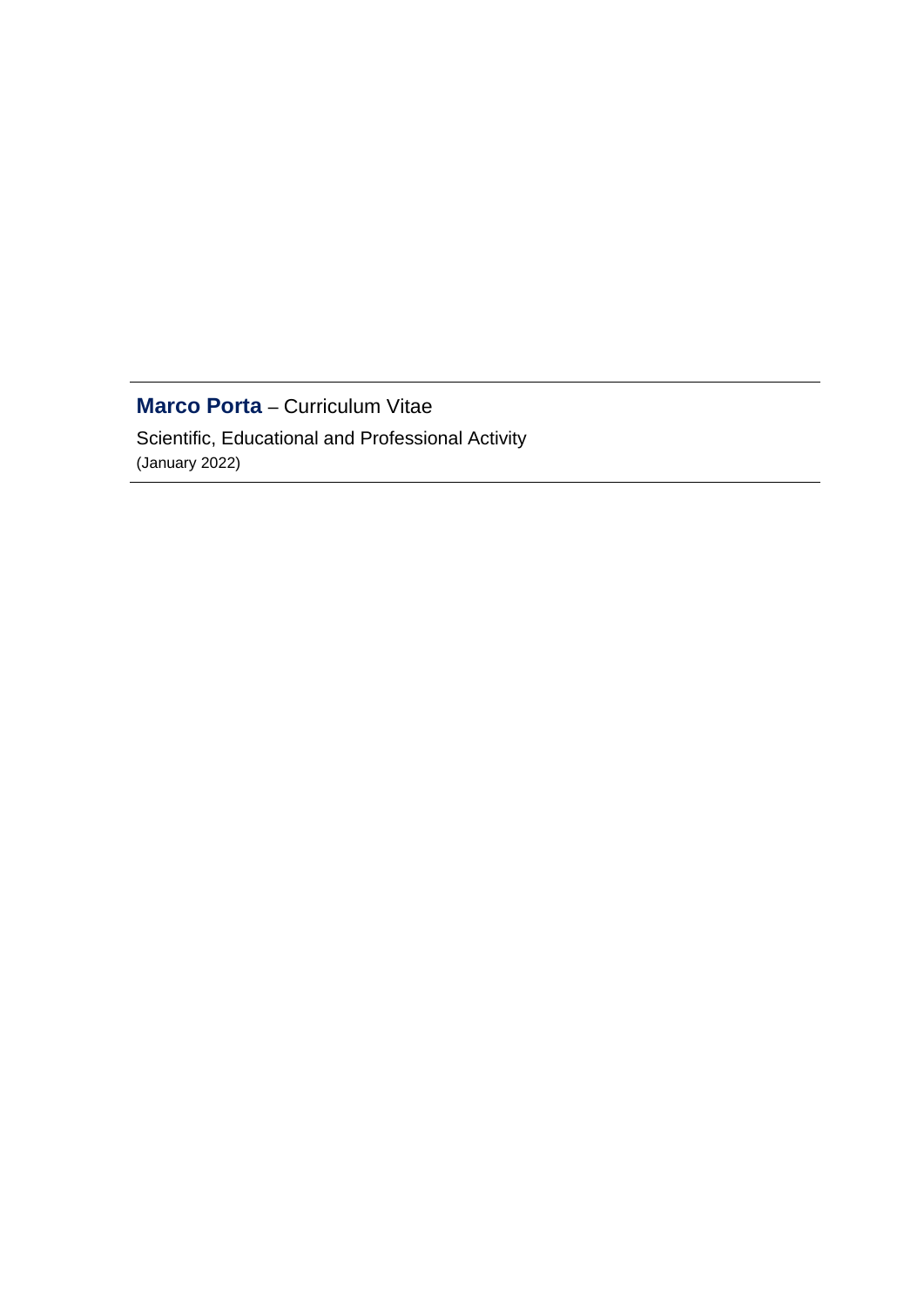---

**Marco Porta** – Curriculum Vitae

Scientific, Educational and Professional Activity

(January 2022)

---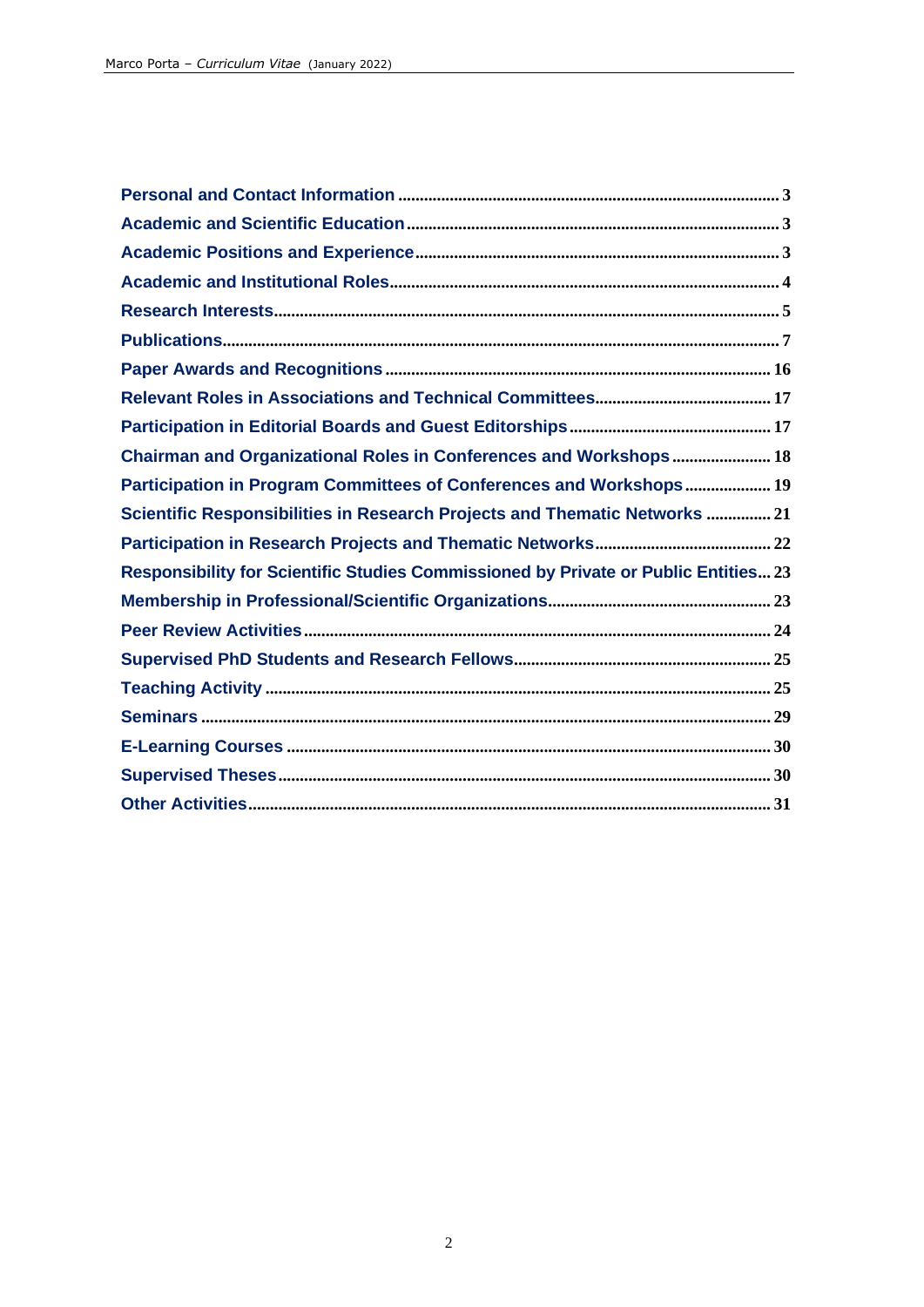Personal and Contact Information ........................................................................................ 3
Academic and Scientific Education ...................................................................................... 3
Academic Positions and Experience ..................................................................................... 3
Academic and Institutional Roles .......................................................................................... 4
Research Interests ................................................................................................................... 5
Publications .............................................................................................................................. 7
Paper Awards and Recognitions ......................................................................................... 16
Relevant Roles in Associations and Technical Committees ........................................... 17
Participation in Editorial Boards and Guest Editorships ................................................ 17
Chairman and Organizational Roles in Conferences and Workshops ........................ 18
Participation in Program Committees of Conferences and Workshops ..................... 19
Scientific Responsibilities in Research Projects and Thematic Networks ................ 21
Participation in Research Projects and Thematic Networks .......................................... 22
Responsibility for Scientific Studies Commissioned by Private or Public Entities ... 23
Membership in Professional/Scientific Organizations .................................................... 23
Peer Review Activities .......................................................................................................... 24
Supervised PhD Students and Research Fellows ............................................................ 25
Teaching Activity .................................................................................................................... 25
Seminars ................................................................................................................................... 29
E-Learning Courses ................................................................................................................ 30
Supervised Theses .................................................................................................................. 30
Other Activities ....................................................................................................................... 31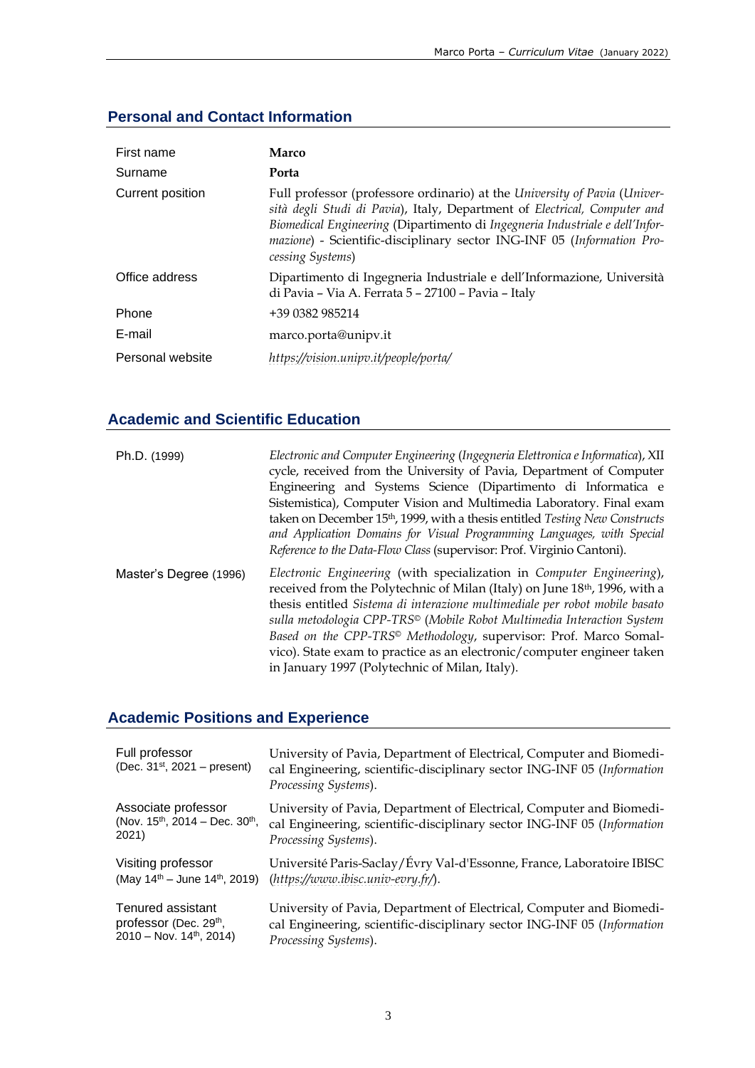## Personal and Contact Information

| | |
|---|---|
| First name | **Marco** |
| Surname | **Porta** |
| Current position | Full professor (professore ordinario) at the *University of Pavia* (*Università degli Studi di Pavia*), Italy, Department of *Electrical, Computer and Biomedical Engineering* (Dipartimento di *Ingegneria Industriale e dell'Informazione*) - Scientific-disciplinary sector ING-INF 05 (*Information Processing Systems*) |
| Office address | Dipartimento di Ingegneria Industriale e dell'Informazione, Università di Pavia – Via A. Ferrata 5 – 27100 – Pavia – Italy |
| Phone | +39 0382 985214 |
| E-mail | marco.porta@unipv.it |
| Personal website | *https://vision.unipv.it/people/porta/* |

## Academic and Scientific Education

| | |
|---|---|
| Ph.D. (1999) | *Electronic and Computer Engineering* (*Ingegneria Elettronica e Informatica*), XII cycle, received from the University of Pavia, Department of Computer Engineering and Systems Science (Dipartimento di Informatica e Sistemistica), Computer Vision and Multimedia Laboratory. Final exam taken on December 15th, 1999, with a thesis entitled *Testing New Constructs and Application Domains for Visual Programming Languages, with Special Reference to the Data-Flow Class* (supervisor: Prof. Virginio Cantoni). |
| Master's Degree (1996) | *Electronic Engineering* (with specialization in *Computer Engineering*), received from the Polytechnic of Milan (Italy) on June 18th, 1996, with a thesis entitled *Sistema di interazione multimediale per robot mobile basato sulla metodologia CPP-TRS©* (*Mobile Robot Multimedia Interaction System Based on the CPP-TRS© Methodology*, supervisor: Prof. Marco Somalvico). State exam to practice as an electronic/computer engineer taken in January 1997 (Polytechnic of Milan, Italy). |

## Academic Positions and Experience

| | |
|---|---|
| Full professor (Dec. 31st, 2021 – present) | University of Pavia, Department of Electrical, Computer and Biomedical Engineering, scientific-disciplinary sector ING-INF 05 (*Information Processing Systems*). |
| Associate professor (Nov. 15th, 2014 – Dec. 30th, 2021) | University of Pavia, Department of Electrical, Computer and Biomedical Engineering, scientific-disciplinary sector ING-INF 05 (*Information Processing Systems*). |
| Visiting professor (May 14th – June 14th, 2019) | Université Paris-Saclay/Évry Val-d'Essonne, France, Laboratoire IBISC (*https://www.ibisc.univ-evry.fr/*). |
| Tenured assistant professor (Dec. 29th, 2010 – Nov. 14th, 2014) | University of Pavia, Department of Electrical, Computer and Biomedical Engineering, scientific-disciplinary sector ING-INF 05 (*Information Processing Systems*). |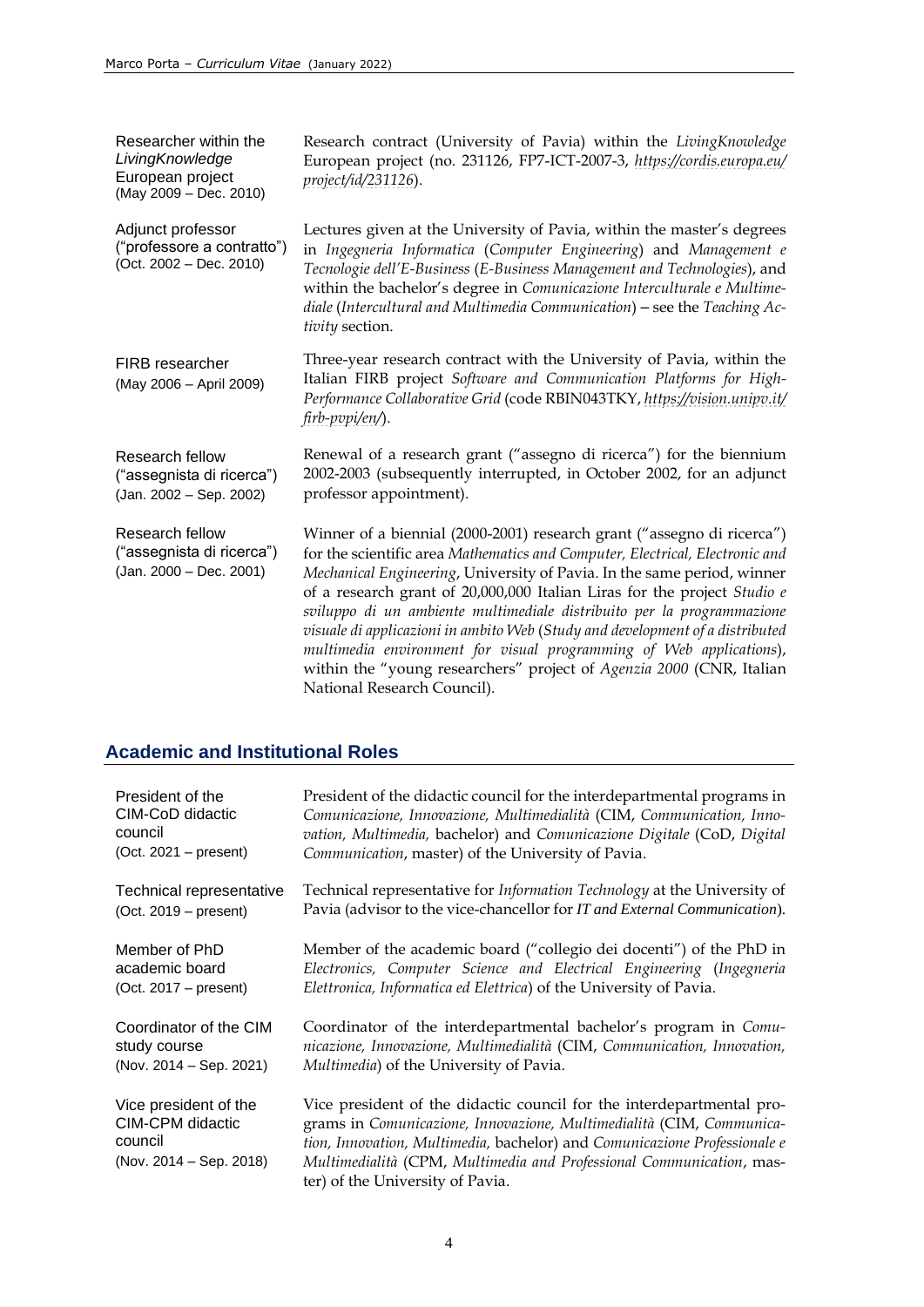| | |
|---|---|
| Researcher within the *LivingKnowledge* European project (May 2009 – Dec. 2010) | Research contract (University of Pavia) within the *LivingKnowledge* European project (no. 231126, FP7-ICT-2007-3, *https://cordis.europa.eu/project/id/231126*). |
| Adjunct professor ("professore a contratto") (Oct. 2002 – Dec. 2010) | Lectures given at the University of Pavia, within the master's degrees in *Ingegneria Informatica* (*Computer Engineering*) and *Management e Tecnologie dell'E-Business* (*E-Business Management and Technologies*), and within the bachelor's degree in *Comunicazione Interculturale e Multimediale* (*Intercultural and Multimedia Communication*) – see the *Teaching Activity* section. |
| FIRB researcher (May 2006 – April 2009) | Three-year research contract with the University of Pavia, within the Italian FIRB project *Software and Communication Platforms for High-Performance Collaborative Grid* (code RBIN043TKY, *https://vision.unipv.it/firb-pvpi/en/*). |
| Research fellow ("assegnista di ricerca") (Jan. 2002 – Sep. 2002) | Renewal of a research grant ("assegno di ricerca") for the biennium 2002-2003 (subsequently interrupted, in October 2002, for an adjunct professor appointment). |
| Research fellow ("assegnista di ricerca") (Jan. 2000 – Dec. 2001) | Winner of a biennial (2000-2001) research grant ("assegno di ricerca") for the scientific area *Mathematics and Computer, Electrical, Electronic and Mechanical Engineering*, University of Pavia. In the same period, winner of a research grant of 20,000,000 Italian Liras for the project *Studio e sviluppo di un ambiente multimediale distribuito per la programmazione visuale di applicazioni in ambito Web* (*Study and development of a distributed multimedia environment for visual programming of Web applications*), within the "young researchers" project of *Agenzia 2000* (CNR, Italian National Research Council). |

## Academic and Institutional Roles

| | |
|---|---|
| President of the CIM-CoD didactic council (Oct. 2021 – present) | President of the didactic council for the interdepartmental programs in *Comunicazione, Innovazione, Multimedialità* (CIM, *Communication, Innovation, Multimedia,* bachelor) and *Comunicazione Digitale* (CoD, *Digital Communication*, master) of the University of Pavia. |
| Technical representative (Oct. 2019 – present) | Technical representative for *Information Technology* at the University of Pavia (advisor to the vice-chancellor for *IT and External Communication*). |
| Member of PhD academic board (Oct. 2017 – present) | Member of the academic board ("collegio dei docenti") of the PhD in *Electronics, Computer Science and Electrical Engineering* (*Ingegneria Elettronica, Informatica ed Elettrica*) of the University of Pavia. |
| Coordinator of the CIM study course (Nov. 2014 – Sep. 2021) | Coordinator of the interdepartmental bachelor's program in *Comunicazione, Innovazione, Multimedialità* (CIM, *Communication, Innovation, Multimedia*) of the University of Pavia. |
| Vice president of the CIM-CPM didactic council (Nov. 2014 – Sep. 2018) | Vice president of the didactic council for the interdepartmental programs in *Comunicazione, Innovazione, Multimedialità* (CIM, *Communication, Innovation, Multimedia,* bachelor) and *Comunicazione Professionale e Multimedialità* (CPM, *Multimedia and Professional Communication*, master) of the University of Pavia. |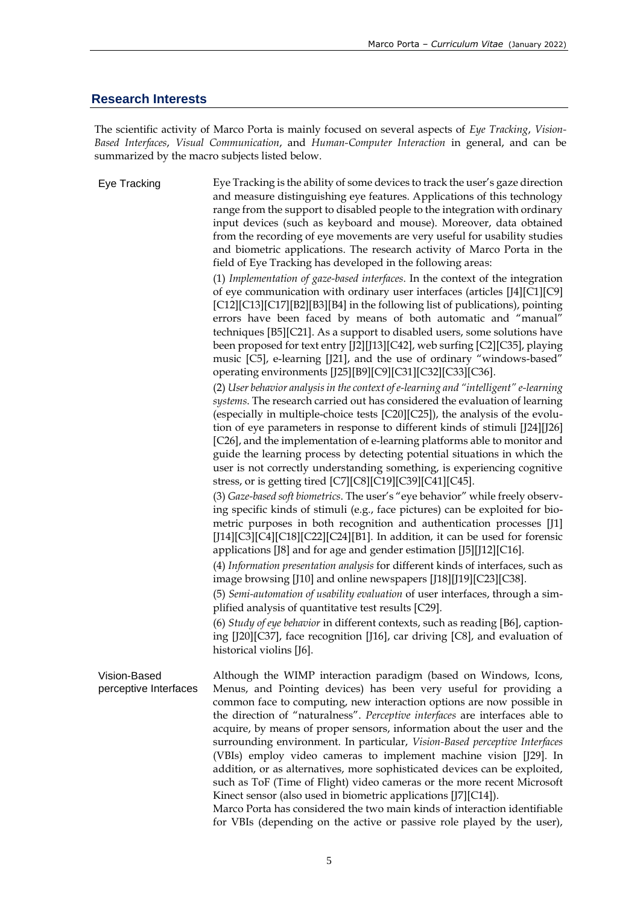## Research Interests

The scientific activity of Marco Porta is mainly focused on several aspects of *Eye Tracking*, *Vision-Based Interfaces*, *Visual Communication*, and *Human-Computer Interaction* in general, and can be summarized by the macro subjects listed below.

### Eye Tracking

Eye Tracking is the ability of some devices to track the user's gaze direction and measure distinguishing eye features. Applications of this technology range from the support to disabled people to the integration with ordinary input devices (such as keyboard and mouse). Moreover, data obtained from the recording of eye movements are very useful for usability studies and biometric applications. The research activity of Marco Porta in the field of Eye Tracking has developed in the following areas:

(1) *Implementation of gaze-based interfaces*. In the context of the integration of eye communication with ordinary user interfaces (articles [J4][C1][C9][C12][C13][C17][B2][B3][B4] in the following list of publications), pointing errors have been faced by means of both automatic and "manual" techniques [B5][C21]. As a support to disabled users, some solutions have been proposed for text entry [J2][J13][C42], web surfing [C2][C35], playing music [C5], e-learning [J21], and the use of ordinary "windows-based" operating environments [J25][B9][C9][C31][C32][C33][C36].

(2) *User behavior analysis in the context of e-learning and "intelligent" e-learning systems*. The research carried out has considered the evaluation of learning (especially in multiple-choice tests [C20][C25]), the analysis of the evolution of eye parameters in response to different kinds of stimuli [J24][J26][C26], and the implementation of e-learning platforms able to monitor and guide the learning process by detecting potential situations in which the user is not correctly understanding something, is experiencing cognitive stress, or is getting tired [C7][C8][C19][C39][C41][C45].

(3) *Gaze-based soft biometrics*. The user's "eye behavior" while freely observing specific kinds of stimuli (e.g., face pictures) can be exploited for biometric purposes in both recognition and authentication processes [J1][J14][C3][C4][C18][C22][C24][B1]. In addition, it can be used for forensic applications [J8] and for age and gender estimation [J5][J12][C16].

(4) *Information presentation analysis* for different kinds of interfaces, such as image browsing [J10] and online newspapers [J18][J19][C23][C38].

(5) *Semi-automation of usability evaluation* of user interfaces, through a simplified analysis of quantitative test results [C29].

(6) *Study of eye behavior* in different contexts, such as reading [B6], captioning [J20][C37], face recognition [J16], car driving [C8], and evaluation of historical violins [J6].

### Vision-Based perceptive Interfaces

Although the WIMP interaction paradigm (based on Windows, Icons, Menus, and Pointing devices) has been very useful for providing a common face to computing, new interaction options are now possible in the direction of "naturalness". *Perceptive interfaces* are interfaces able to acquire, by means of proper sensors, information about the user and the surrounding environment. In particular, *Vision-Based perceptive Interfaces* (VBIs) employ video cameras to implement machine vision [J29]. In addition, or as alternatives, more sophisticated devices can be exploited, such as ToF (Time of Flight) video cameras or the more recent Microsoft Kinect sensor (also used in biometric applications [J7][C14]).

Marco Porta has considered the two main kinds of interaction identifiable for VBIs (depending on the active or passive role played by the user),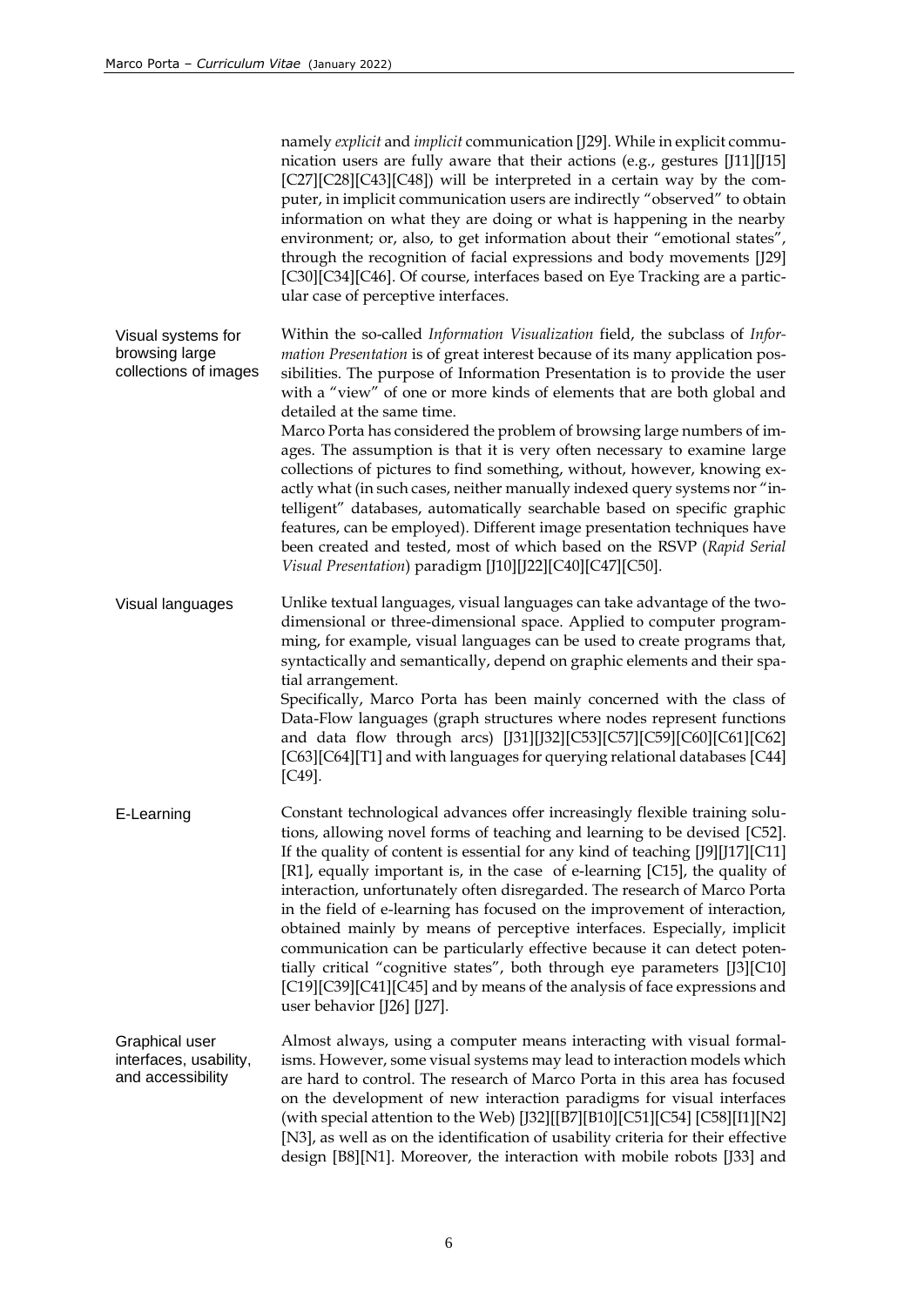namely *explicit* and *implicit* communication [J29]. While in explicit communication users are fully aware that their actions (e.g., gestures [J11][J15][C27][C28][C43][C48]) will be interpreted in a certain way by the computer, in implicit communication users are indirectly "observed" to obtain information on what they are doing or what is happening in the nearby environment; or, also, to get information about their "emotional states", through the recognition of facial expressions and body movements [J29][C30][C34][C46]. Of course, interfaces based on Eye Tracking are a particular case of perceptive interfaces.

**Visual systems for browsing large collections of images**

Within the so-called *Information Visualization* field, the subclass of *Information Presentation* is of great interest because of its many application possibilities. The purpose of Information Presentation is to provide the user with a "view" of one or more kinds of elements that are both global and detailed at the same time.
Marco Porta has considered the problem of browsing large numbers of images. The assumption is that it is very often necessary to examine large collections of pictures to find something, without, however, knowing exactly what (in such cases, neither manually indexed query systems nor "intelligent" databases, automatically searchable based on specific graphic features, can be employed). Different image presentation techniques have been created and tested, most of which based on the RSVP (*Rapid Serial Visual Presentation*) paradigm [J10][J22][C40][C47][C50].

**Visual languages**

Unlike textual languages, visual languages can take advantage of the two-dimensional or three-dimensional space. Applied to computer programming, for example, visual languages can be used to create programs that, syntactically and semantically, depend on graphic elements and their spatial arrangement.
Specifically, Marco Porta has been mainly concerned with the class of Data-Flow languages (graph structures where nodes represent functions and data flow through arcs) [J31][J32][C53][C57][C59][C60][C61][C62][C63][C64][T1] and with languages for querying relational databases [C44][C49].

**E-Learning**

Constant technological advances offer increasingly flexible training solutions, allowing novel forms of teaching and learning to be devised [C52]. If the quality of content is essential for any kind of teaching [J9][J17][C11][R1], equally important is, in the case of e-learning [C15], the quality of interaction, unfortunately often disregarded. The research of Marco Porta in the field of e-learning has focused on the improvement of interaction, obtained mainly by means of perceptive interfaces. Especially, implicit communication can be particularly effective because it can detect potentially critical "cognitive states", both through eye parameters [J3][C10][C19][C39][C41][C45] and by means of the analysis of face expressions and user behavior [J26] [J27].

**Graphical user interfaces, usability, and accessibility**

Almost always, using a computer means interacting with visual formalisms. However, some visual systems may lead to interaction models which are hard to control. The research of Marco Porta in this area has focused on the development of new interaction paradigms for visual interfaces (with special attention to the Web) [J32][[B7][B10][C51][C54] [C58][I1][N2][N3], as well as on the identification of usability criteria for their effective design [B8][N1]. Moreover, the interaction with mobile robots [J33] and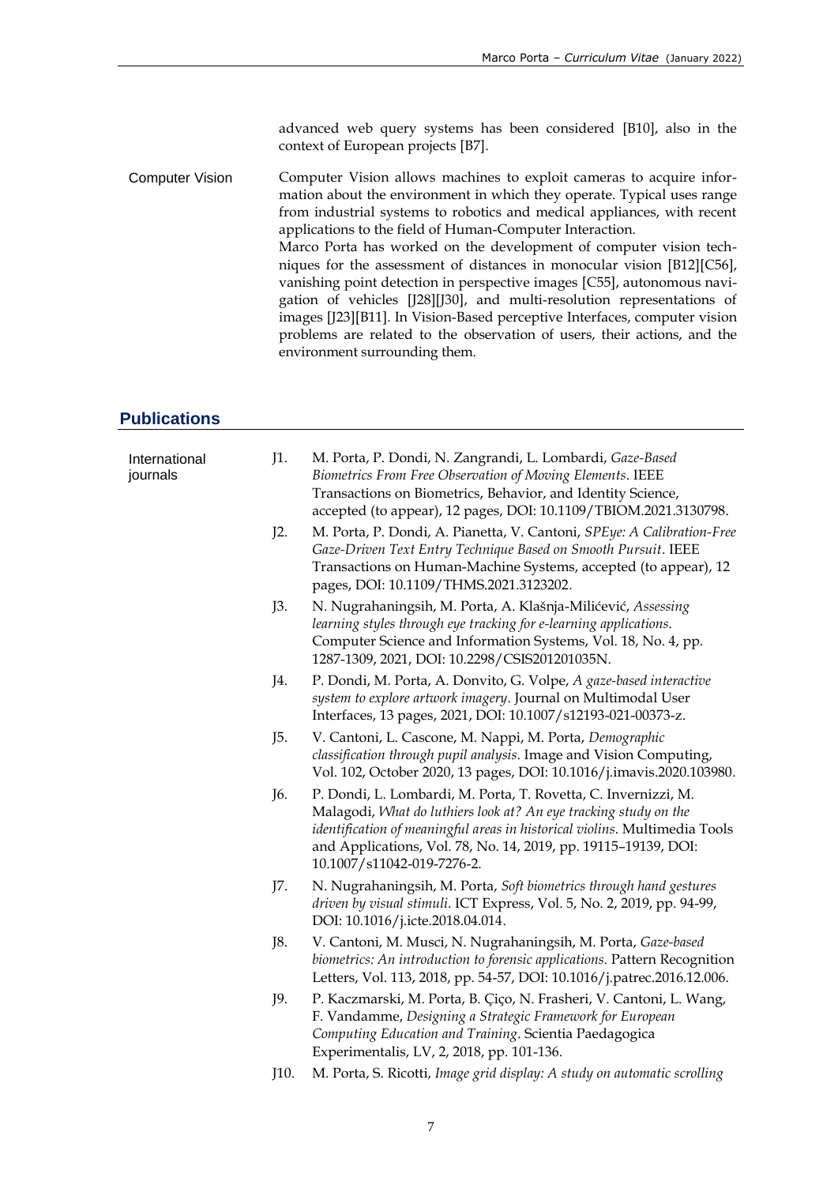advanced web query systems has been considered [B10], also in the context of European projects [B7].

**Computer Vision**

Computer Vision allows machines to exploit cameras to acquire information about the environment in which they operate. Typical uses range from industrial systems to robotics and medical appliances, with recent applications to the field of Human-Computer Interaction.
Marco Porta has worked on the development of computer vision techniques for the assessment of distances in monocular vision [B12][C56], vanishing point detection in perspective images [C55], autonomous navigation of vehicles [J28][J30], and multi-resolution representations of images [J23][B11]. In Vision-Based perceptive Interfaces, computer vision problems are related to the observation of users, their actions, and the environment surrounding them.

## Publications

**International journals**

J1. M. Porta, P. Dondi, N. Zangrandi, L. Lombardi, *Gaze-Based Biometrics From Free Observation of Moving Elements*. IEEE Transactions on Biometrics, Behavior, and Identity Science, accepted (to appear), 12 pages, DOI: 10.1109/TBIOM.2021.3130798.

J2. M. Porta, P. Dondi, A. Pianetta, V. Cantoni, *SPEye: A Calibration-Free Gaze-Driven Text Entry Technique Based on Smooth Pursuit*. IEEE Transactions on Human-Machine Systems, accepted (to appear), 12 pages, DOI: 10.1109/THMS.2021.3123202.

J3. N. Nugrahaningsih, M. Porta, A. Klašnja-Milićević, *Assessing learning styles through eye tracking for e-learning applications*. Computer Science and Information Systems, Vol. 18, No. 4, pp. 1287-1309, 2021, DOI: 10.2298/CSIS201201035N.

J4. P. Dondi, M. Porta, A. Donvito, G. Volpe, *A gaze-based interactive system to explore artwork imagery*. Journal on Multimodal User Interfaces, 13 pages, 2021, DOI: 10.1007/s12193-021-00373-z.

J5. V. Cantoni, L. Cascone, M. Nappi, M. Porta, *Demographic classification through pupil analysis*. Image and Vision Computing, Vol. 102, October 2020, 13 pages, DOI: 10.1016/j.imavis.2020.103980.

J6. P. Dondi, L. Lombardi, M. Porta, T. Rovetta, C. Invernizzi, M. Malagodi, *What do luthiers look at? An eye tracking study on the identification of meaningful areas in historical violins*. Multimedia Tools and Applications, Vol. 78, No. 14, 2019, pp. 19115–19139, DOI: 10.1007/s11042-019-7276-2.

J7. N. Nugrahaningsih, M. Porta, *Soft biometrics through hand gestures driven by visual stimuli*. ICT Express, Vol. 5, No. 2, 2019, pp. 94-99, DOI: 10.1016/j.icte.2018.04.014.

J8. V. Cantoni, M. Musci, N. Nugrahaningsih, M. Porta, *Gaze-based biometrics: An introduction to forensic applications*. Pattern Recognition Letters, Vol. 113, 2018, pp. 54-57, DOI: 10.1016/j.patrec.2016.12.006.

J9. P. Kaczmarski, M. Porta, B. Çiço, N. Frasheri, V. Cantoni, L. Wang, F. Vandamme, *Designing a Strategic Framework for European Computing Education and Training*. Scientia Paedagogica Experimentalis, LV, 2, 2018, pp. 101-136.

J10. M. Porta, S. Ricotti, *Image grid display: A study on automatic scrolling*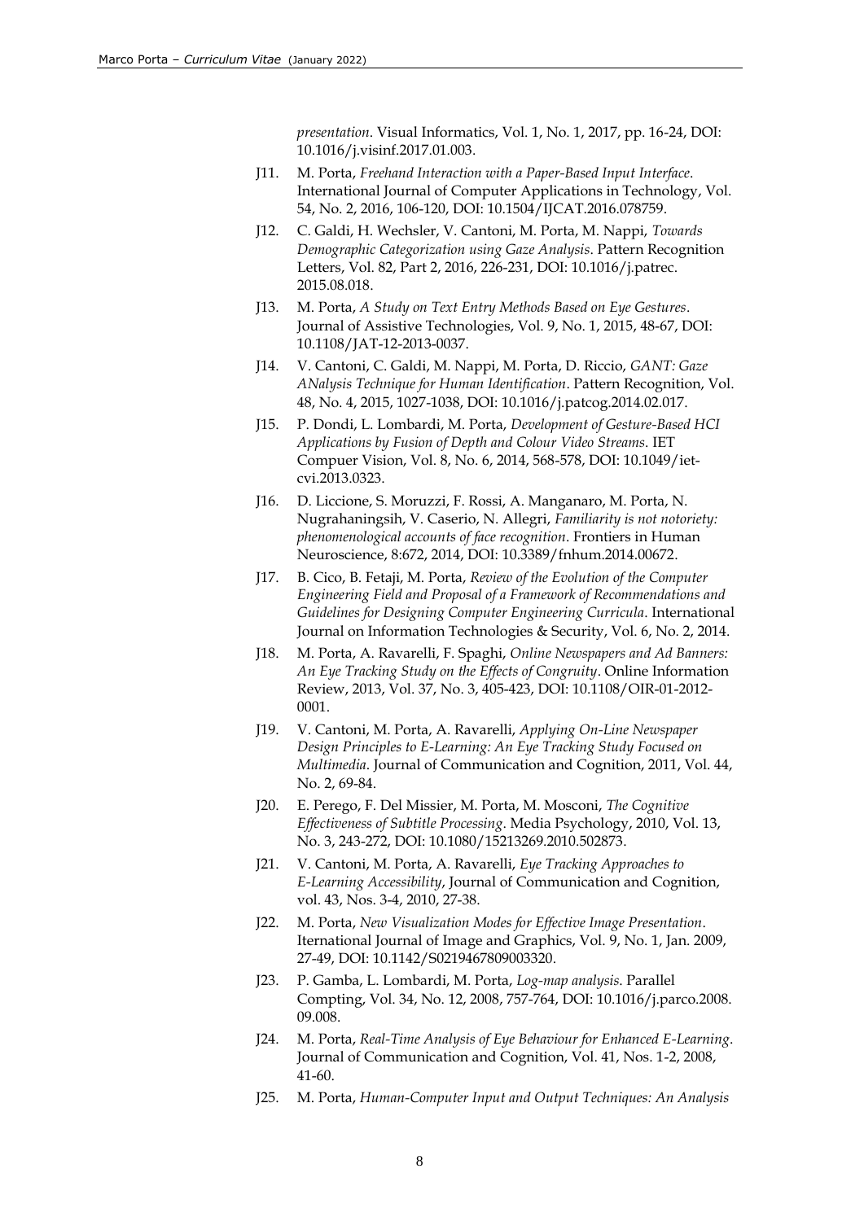*presentation*. Visual Informatics, Vol. 1, No. 1, 2017, pp. 16-24, DOI: 10.1016/j.visinf.2017.01.003.

J11. M. Porta, *Freehand Interaction with a Paper-Based Input Interface*. International Journal of Computer Applications in Technology, Vol. 54, No. 2, 2016, 106-120, DOI: 10.1504/IJCAT.2016.078759.

J12. C. Galdi, H. Wechsler, V. Cantoni, M. Porta, M. Nappi, *Towards Demographic Categorization using Gaze Analysis*. Pattern Recognition Letters, Vol. 82, Part 2, 2016, 226-231, DOI: 10.1016/j.patrec. 2015.08.018.

J13. M. Porta, *A Study on Text Entry Methods Based on Eye Gestures*. Journal of Assistive Technologies, Vol. 9, No. 1, 2015, 48-67, DOI: 10.1108/JAT-12-2013-0037.

J14. V. Cantoni, C. Galdi, M. Nappi, M. Porta, D. Riccio, *GANT: Gaze ANalysis Technique for Human Identification*. Pattern Recognition, Vol. 48, No. 4, 2015, 1027-1038, DOI: 10.1016/j.patcog.2014.02.017.

J15. P. Dondi, L. Lombardi, M. Porta, *Development of Gesture-Based HCI Applications by Fusion of Depth and Colour Video Streams*. IET Compuer Vision, Vol. 8, No. 6, 2014, 568-578, DOI: 10.1049/iet-cvi.2013.0323.

J16. D. Liccione, S. Moruzzi, F. Rossi, A. Manganaro, M. Porta, N. Nugrahaningsih, V. Caserio, N. Allegri, *Familiarity is not notoriety: phenomenological accounts of face recognition*. Frontiers in Human Neuroscience, 8:672, 2014, DOI: 10.3389/fnhum.2014.00672.

J17. B. Cico, B. Fetaji, M. Porta, *Review of the Evolution of the Computer Engineering Field and Proposal of a Framework of Recommendations and Guidelines for Designing Computer Engineering Curricula*. International Journal on Information Technologies & Security, Vol. 6, No. 2, 2014.

J18. M. Porta, A. Ravarelli, F. Spaghi, *Online Newspapers and Ad Banners: An Eye Tracking Study on the Effects of Congruity*. Online Information Review, 2013, Vol. 37, No. 3, 405-423, DOI: 10.1108/OIR-01-2012-0001.

J19. V. Cantoni, M. Porta, A. Ravarelli, *Applying On-Line Newspaper Design Principles to E-Learning: An Eye Tracking Study Focused on Multimedia*. Journal of Communication and Cognition, 2011, Vol. 44, No. 2, 69-84.

J20. E. Perego, F. Del Missier, M. Porta, M. Mosconi, *The Cognitive Effectiveness of Subtitle Processing*. Media Psychology, 2010, Vol. 13, No. 3, 243-272, DOI: 10.1080/15213269.2010.502873.

J21. V. Cantoni, M. Porta, A. Ravarelli, *Eye Tracking Approaches to E-Learning Accessibility*, Journal of Communication and Cognition, vol. 43, Nos. 3-4, 2010, 27-38.

J22. M. Porta, *New Visualization Modes for Effective Image Presentation*. Iternational Journal of Image and Graphics, Vol. 9, No. 1, Jan. 2009, 27-49, DOI: 10.1142/S0219467809003320.

J23. P. Gamba, L. Lombardi, M. Porta, *Log-map analysis*. Parallel Compting, Vol. 34, No. 12, 2008, 757-764, DOI: 10.1016/j.parco.2008. 09.008.

J24. M. Porta, *Real-Time Analysis of Eye Behaviour for Enhanced E-Learning*. Journal of Communication and Cognition, Vol. 41, Nos. 1-2, 2008, 41-60.

J25. M. Porta, *Human-Computer Input and Output Techniques: An Analysis*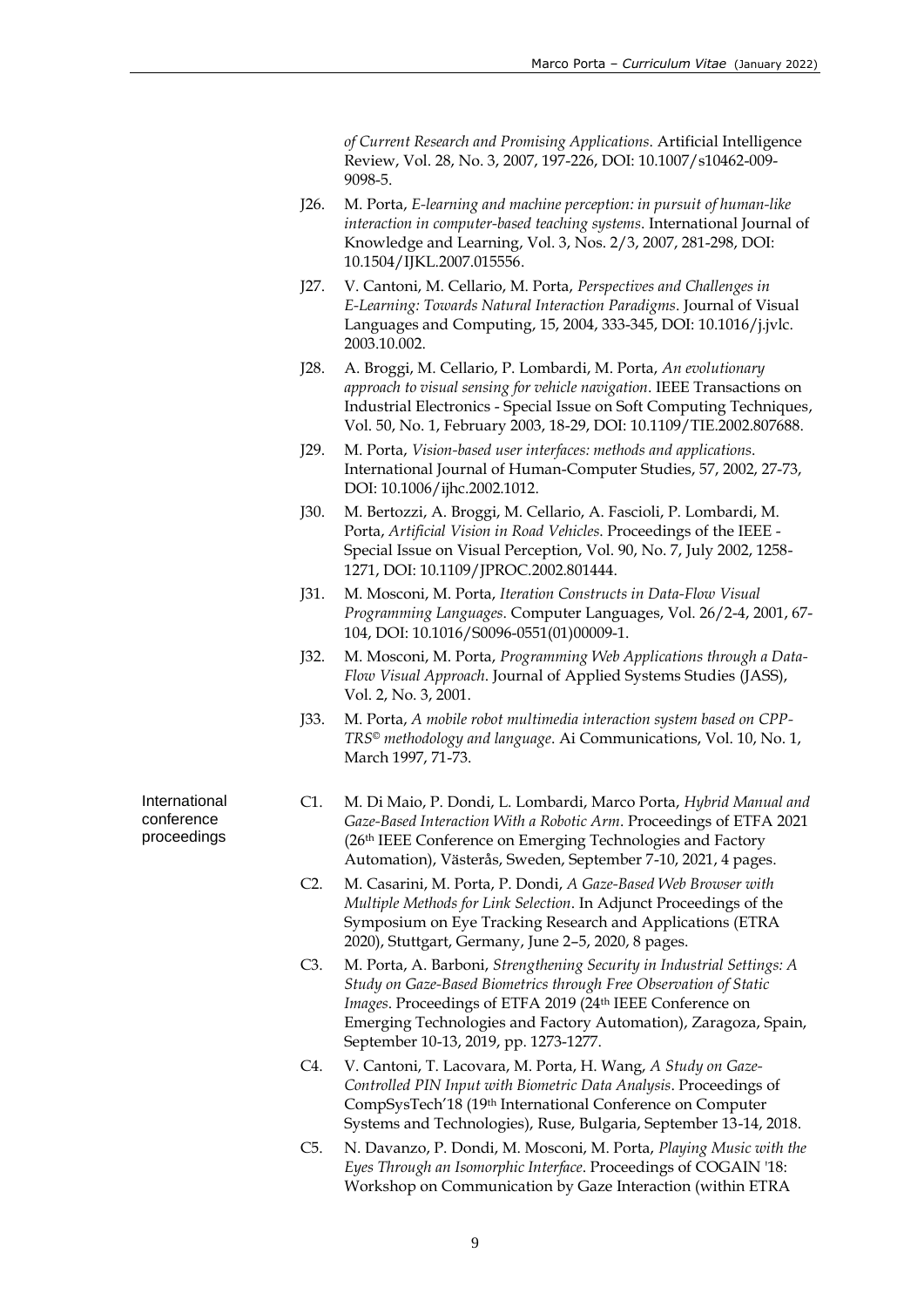*of Current Research and Promising Applications*. Artificial Intelligence Review, Vol. 28, No. 3, 2007, 197-226, DOI: 10.1007/s10462-009-9098-5.

J26. M. Porta, *E-learning and machine perception: in pursuit of human-like interaction in computer-based teaching systems*. International Journal of Knowledge and Learning, Vol. 3, Nos. 2/3, 2007, 281-298, DOI: 10.1504/IJKL.2007.015556.

J27. V. Cantoni, M. Cellario, M. Porta, *Perspectives and Challenges in E-Learning: Towards Natural Interaction Paradigms*. Journal of Visual Languages and Computing, 15, 2004, 333-345, DOI: 10.1016/j.jvlc.2003.10.002.

J28. A. Broggi, M. Cellario, P. Lombardi, M. Porta, *An evolutionary approach to visual sensing for vehicle navigation*. IEEE Transactions on Industrial Electronics - Special Issue on Soft Computing Techniques, Vol. 50, No. 1, February 2003, 18-29, DOI: 10.1109/TIE.2002.807688.

J29. M. Porta, *Vision-based user interfaces: methods and applications*. International Journal of Human-Computer Studies, 57, 2002, 27-73, DOI: 10.1006/ijhc.2002.1012.

J30. M. Bertozzi, A. Broggi, M. Cellario, A. Fascioli, P. Lombardi, M. Porta, *Artificial Vision in Road Vehicles*. Proceedings of the IEEE - Special Issue on Visual Perception, Vol. 90, No. 7, July 2002, 1258-1271, DOI: 10.1109/JPROC.2002.801444.

J31. M. Mosconi, M. Porta, *Iteration Constructs in Data-Flow Visual Programming Languages*. Computer Languages, Vol. 26/2-4, 2001, 67-104, DOI: 10.1016/S0096-0551(01)00009-1.

J32. M. Mosconi, M. Porta, *Programming Web Applications through a Data-Flow Visual Approach*. Journal of Applied Systems Studies (JASS), Vol. 2, No. 3, 2001.

J33. M. Porta, *A mobile robot multimedia interaction system based on CPP-TRS© methodology and language*. Ai Communications, Vol. 10, No. 1, March 1997, 71-73.

**International conference proceedings**

C1. M. Di Maio, P. Dondi, L. Lombardi, Marco Porta, *Hybrid Manual and Gaze-Based Interaction With a Robotic Arm*. Proceedings of ETFA 2021 (26th IEEE Conference on Emerging Technologies and Factory Automation), Västerås, Sweden, September 7-10, 2021, 4 pages.

C2. M. Casarini, M. Porta, P. Dondi, *A Gaze-Based Web Browser with Multiple Methods for Link Selection*. In Adjunct Proceedings of the Symposium on Eye Tracking Research and Applications (ETRA 2020), Stuttgart, Germany, June 2–5, 2020, 8 pages.

C3. M. Porta, A. Barboni, *Strengthening Security in Industrial Settings: A Study on Gaze-Based Biometrics through Free Observation of Static Images*. Proceedings of ETFA 2019 (24th IEEE Conference on Emerging Technologies and Factory Automation), Zaragoza, Spain, September 10-13, 2019, pp. 1273-1277.

C4. V. Cantoni, T. Lacovara, M. Porta, H. Wang, *A Study on Gaze-Controlled PIN Input with Biometric Data Analysis*. Proceedings of CompSysTech'18 (19th International Conference on Computer Systems and Technologies), Ruse, Bulgaria, September 13-14, 2018.

C5. N. Davanzo, P. Dondi, M. Mosconi, M. Porta, *Playing Music with the Eyes Through an Isomorphic Interface*. Proceedings of COGAIN '18: Workshop on Communication by Gaze Interaction (within ETRA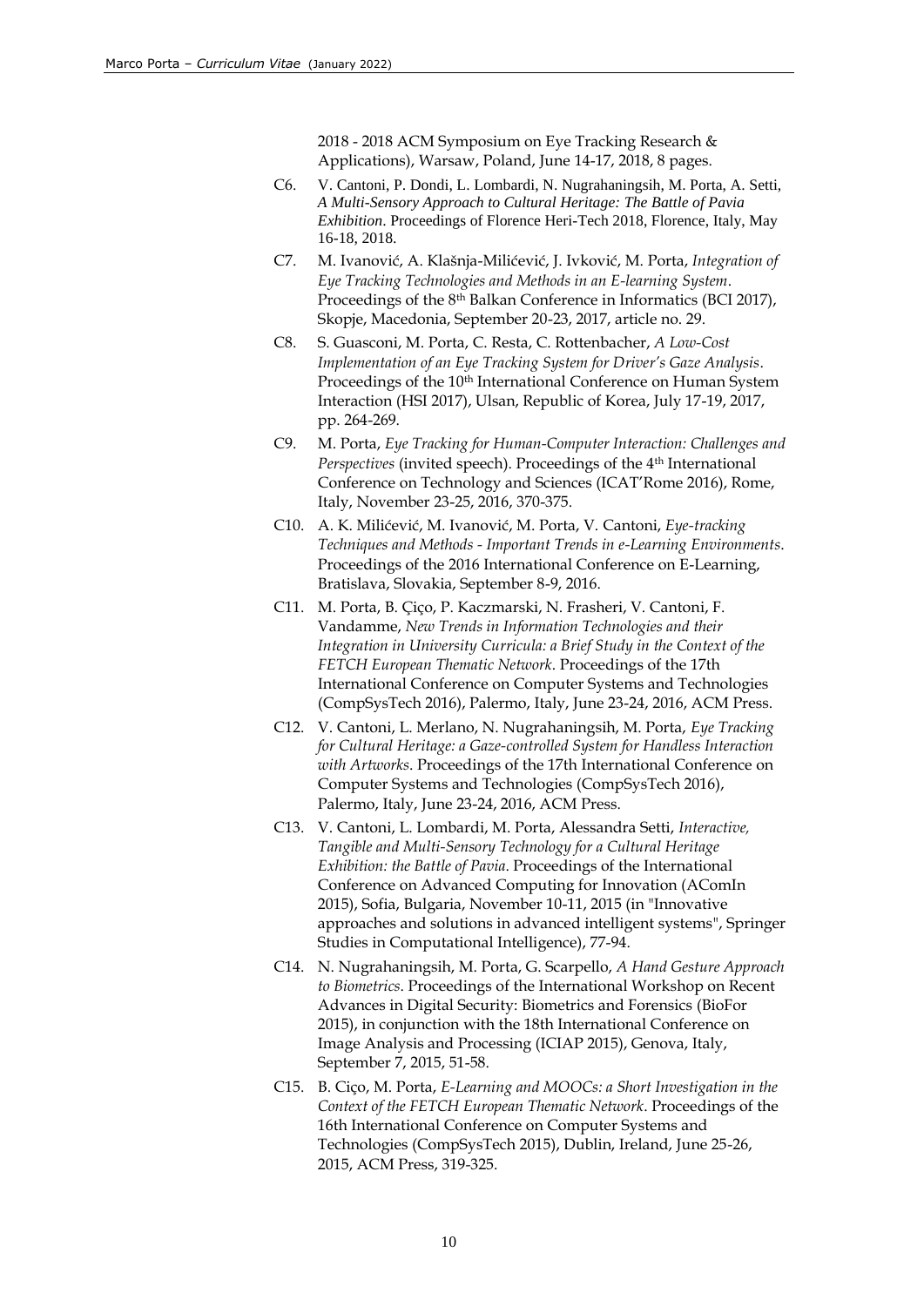2018 - 2018 ACM Symposium on Eye Tracking Research & Applications), Warsaw, Poland, June 14-17, 2018, 8 pages.

C6. V. Cantoni, P. Dondi, L. Lombardi, N. Nugrahaningsih, M. Porta, A. Setti, *A Multi-Sensory Approach to Cultural Heritage: The Battle of Pavia Exhibition*. Proceedings of Florence Heri-Tech 2018, Florence, Italy, May 16-18, 2018.

C7. M. Ivanović, A. Klašnja-Milićević, J. Ivković, M. Porta, *Integration of Eye Tracking Technologies and Methods in an E-learning System*. Proceedings of the 8th Balkan Conference in Informatics (BCI 2017), Skopje, Macedonia, September 20-23, 2017, article no. 29.

C8. S. Guasconi, M. Porta, C. Resta, C. Rottenbacher, *A Low-Cost Implementation of an Eye Tracking System for Driver's Gaze Analysis*. Proceedings of the 10th International Conference on Human System Interaction (HSI 2017), Ulsan, Republic of Korea, July 17-19, 2017, pp. 264-269.

C9. M. Porta, *Eye Tracking for Human-Computer Interaction: Challenges and Perspectives* (invited speech). Proceedings of the 4th International Conference on Technology and Sciences (ICAT'Rome 2016), Rome, Italy, November 23-25, 2016, 370-375.

C10. A. K. Milićević, M. Ivanović, M. Porta, V. Cantoni, *Eye-tracking Techniques and Methods - Important Trends in e-Learning Environments*. Proceedings of the 2016 International Conference on E-Learning, Bratislava, Slovakia, September 8-9, 2016.

C11. M. Porta, B. Çiço, P. Kaczmarski, N. Frasheri, V. Cantoni, F. Vandamme, *New Trends in Information Technologies and their Integration in University Curricula: a Brief Study in the Context of the FETCH European Thematic Network*. Proceedings of the 17th International Conference on Computer Systems and Technologies (CompSysTech 2016), Palermo, Italy, June 23-24, 2016, ACM Press.

C12. V. Cantoni, L. Merlano, N. Nugrahaningsih, M. Porta, *Eye Tracking for Cultural Heritage: a Gaze-controlled System for Handless Interaction with Artworks*. Proceedings of the 17th International Conference on Computer Systems and Technologies (CompSysTech 2016), Palermo, Italy, June 23-24, 2016, ACM Press.

C13. V. Cantoni, L. Lombardi, M. Porta, Alessandra Setti, *Interactive, Tangible and Multi-Sensory Technology for a Cultural Heritage Exhibition: the Battle of Pavia*. Proceedings of the International Conference on Advanced Computing for Innovation (AComIn 2015), Sofia, Bulgaria, November 10-11, 2015 (in "Innovative approaches and solutions in advanced intelligent systems", Springer Studies in Computational Intelligence), 77-94.

C14. N. Nugrahaningsih, M. Porta, G. Scarpello, *A Hand Gesture Approach to Biometrics*. Proceedings of the International Workshop on Recent Advances in Digital Security: Biometrics and Forensics (BioFor 2015), in conjunction with the 18th International Conference on Image Analysis and Processing (ICIAP 2015), Genova, Italy, September 7, 2015, 51-58.

C15. B. Ciço, M. Porta, *E-Learning and MOOCs: a Short Investigation in the Context of the FETCH European Thematic Network*. Proceedings of the 16th International Conference on Computer Systems and Technologies (CompSysTech 2015), Dublin, Ireland, June 25-26, 2015, ACM Press, 319-325.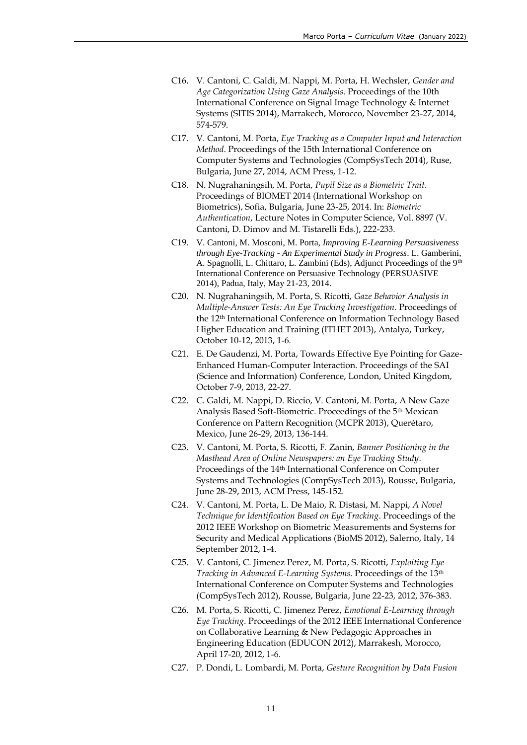C16. V. Cantoni, C. Galdi, M. Nappi, M. Porta, H. Wechsler, *Gender and Age Categorization Using Gaze Analysis*. Proceedings of the 10th International Conference on Signal Image Technology & Internet Systems (SITIS 2014), Marrakech, Morocco, November 23-27, 2014, 574-579.

C17. V. Cantoni, M. Porta, *Eye Tracking as a Computer Input and Interaction Method*. Proceedings of the 15th International Conference on Computer Systems and Technologies (CompSysTech 2014), Ruse, Bulgaria, June 27, 2014, ACM Press, 1-12.

C18. N. Nugrahaningsih, M. Porta, *Pupil Size as a Biometric Trait*. Proceedings of BIOMET 2014 (International Workshop on Biometrics), Sofia, Bulgaria, June 23-25, 2014. In: *Biometric Authentication*, Lecture Notes in Computer Science, Vol. 8897 (V. Cantoni, D. Dimov and M. Tistarelli Eds.), 222-233.

C19. V. Cantoni, M. Mosconi, M. Porta, *Improving E-Learning Persuasiveness through Eye-Tracking - An Experimental Study in Progress*. L. Gamberini, A. Spagnolli, L. Chittaro, L. Zambini (Eds), Adjunct Proceedings of the 9th International Conference on Persuasive Technology (PERSUASIVE 2014), Padua, Italy, May 21-23, 2014.

C20. N. Nugrahaningsih, M. Porta, S. Ricotti, *Gaze Behavior Analysis in Multiple-Answer Tests: An Eye Tracking Investigation*. Proceedings of the 12th International Conference on Information Technology Based Higher Education and Training (ITHET 2013), Antalya, Turkey, October 10-12, 2013, 1-6.

C21. E. De Gaudenzi, M. Porta, Towards Effective Eye Pointing for Gaze-Enhanced Human-Computer Interaction. Proceedings of the SAI (Science and Information) Conference, London, United Kingdom, October 7-9, 2013, 22-27.

C22. C. Galdi, M. Nappi, D. Riccio, V. Cantoni, M. Porta, A New Gaze Analysis Based Soft-Biometric. Proceedings of the 5th Mexican Conference on Pattern Recognition (MCPR 2013), Querétaro, Mexico, June 26-29, 2013, 136-144.

C23. V. Cantoni, M. Porta, S. Ricotti, F. Zanin, *Banner Positioning in the Masthead Area of Online Newspapers: an Eye Tracking Study*. Proceedings of the 14th International Conference on Computer Systems and Technologies (CompSysTech 2013), Rousse, Bulgaria, June 28-29, 2013, ACM Press, 145-152.

C24. V. Cantoni, M. Porta, L. De Maio, R. Distasi, M. Nappi, *A Novel Technique for Identification Based on Eye Tracking*. Proceedings of the 2012 IEEE Workshop on Biometric Measurements and Systems for Security and Medical Applications (BioMS 2012), Salerno, Italy, 14 September 2012, 1-4.

C25. V. Cantoni, C. Jimenez Perez, M. Porta, S. Ricotti, *Exploiting Eye Tracking in Advanced E-Learning Systems*. Proceedings of the 13th International Conference on Computer Systems and Technologies (CompSysTech 2012), Rousse, Bulgaria, June 22-23, 2012, 376-383.

C26. M. Porta, S. Ricotti, C. Jimenez Perez, *Emotional E-Learning through Eye Tracking*. Proceedings of the 2012 IEEE International Conference on Collaborative Learning & New Pedagogic Approaches in Engineering Education (EDUCON 2012), Marrakesh, Morocco, April 17-20, 2012, 1-6.

C27. P. Dondi, L. Lombardi, M. Porta, *Gesture Recognition by Data Fusion*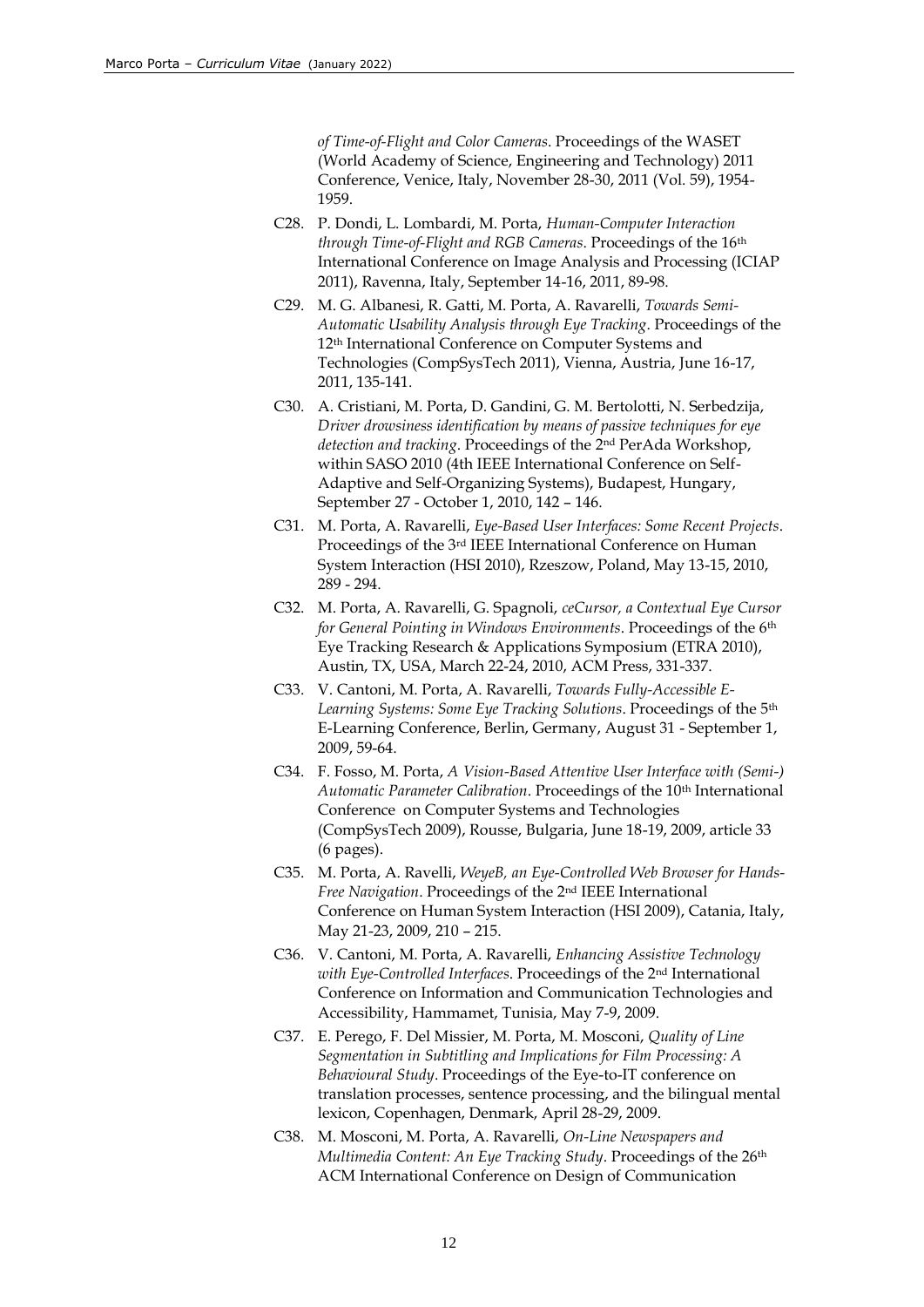*of Time-of-Flight and Color Cameras*. Proceedings of the WASET (World Academy of Science, Engineering and Technology) 2011 Conference, Venice, Italy, November 28-30, 2011 (Vol. 59), 1954-1959.

C28. P. Dondi, L. Lombardi, M. Porta, *Human-Computer Interaction through Time-of-Flight and RGB Cameras*. Proceedings of the 16th International Conference on Image Analysis and Processing (ICIAP 2011), Ravenna, Italy, September 14-16, 2011, 89-98.

C29. M. G. Albanesi, R. Gatti, M. Porta, A. Ravarelli, *Towards Semi-Automatic Usability Analysis through Eye Tracking*. Proceedings of the 12th International Conference on Computer Systems and Technologies (CompSysTech 2011), Vienna, Austria, June 16-17, 2011, 135-141.

C30. A. Cristiani, M. Porta, D. Gandini, G. M. Bertolotti, N. Serbedzija, *Driver drowsiness identification by means of passive techniques for eye detection and tracking*. Proceedings of the 2nd PerAda Workshop, within SASO 2010 (4th IEEE International Conference on Self-Adaptive and Self-Organizing Systems), Budapest, Hungary, September 27 - October 1, 2010, 142 – 146.

C31. M. Porta, A. Ravarelli, *Eye-Based User Interfaces: Some Recent Projects*. Proceedings of the 3rd IEEE International Conference on Human System Interaction (HSI 2010), Rzeszow, Poland, May 13-15, 2010, 289 - 294.

C32. M. Porta, A. Ravarelli, G. Spagnoli, *ceCursor, a Contextual Eye Cursor for General Pointing in Windows Environments*. Proceedings of the 6th Eye Tracking Research & Applications Symposium (ETRA 2010), Austin, TX, USA, March 22-24, 2010, ACM Press, 331-337.

C33. V. Cantoni, M. Porta, A. Ravarelli, *Towards Fully-Accessible E-Learning Systems: Some Eye Tracking Solutions*. Proceedings of the 5th E-Learning Conference, Berlin, Germany, August 31 - September 1, 2009, 59-64.

C34. F. Fosso, M. Porta, *A Vision-Based Attentive User Interface with (Semi-) Automatic Parameter Calibration*. Proceedings of the 10th International Conference on Computer Systems and Technologies (CompSysTech 2009), Rousse, Bulgaria, June 18-19, 2009, article 33 (6 pages).

C35. M. Porta, A. Ravelli, *WeyeB, an Eye-Controlled Web Browser for Hands-Free Navigation*. Proceedings of the 2nd IEEE International Conference on Human System Interaction (HSI 2009), Catania, Italy, May 21-23, 2009, 210 – 215.

C36. V. Cantoni, M. Porta, A. Ravarelli, *Enhancing Assistive Technology with Eye-Controlled Interfaces*. Proceedings of the 2nd International Conference on Information and Communication Technologies and Accessibility, Hammamet, Tunisia, May 7-9, 2009.

C37. E. Perego, F. Del Missier, M. Porta, M. Mosconi, *Quality of Line Segmentation in Subtitling and Implications for Film Processing: A Behavioural Study*. Proceedings of the Eye-to-IT conference on translation processes, sentence processing, and the bilingual mental lexicon, Copenhagen, Denmark, April 28-29, 2009.

C38. M. Mosconi, M. Porta, A. Ravarelli, *On-Line Newspapers and Multimedia Content: An Eye Tracking Study*. Proceedings of the 26th ACM International Conference on Design of Communication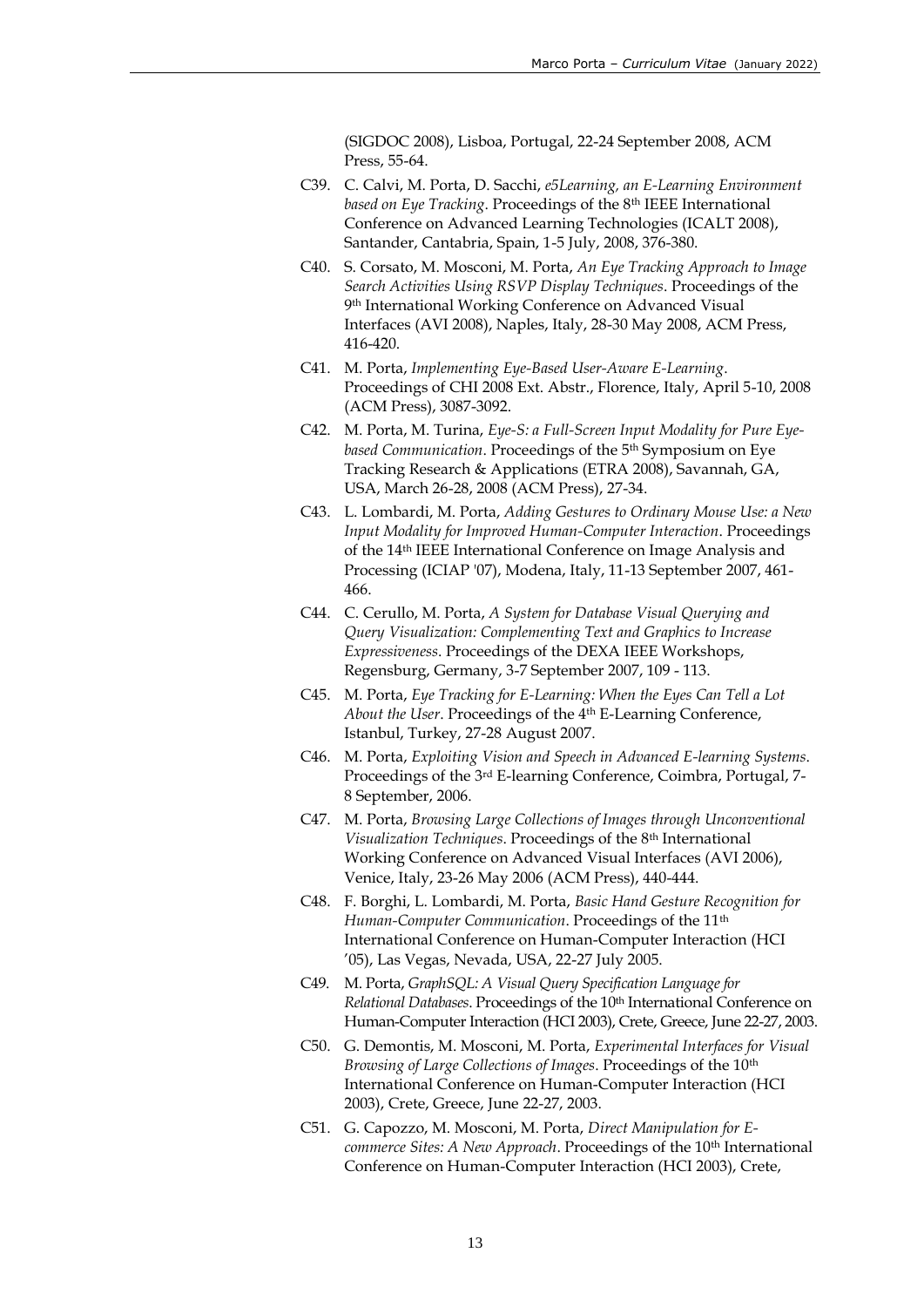(SIGDOC 2008), Lisboa, Portugal, 22-24 September 2008, ACM Press, 55-64.

C39. C. Calvi, M. Porta, D. Sacchi, *e5Learning, an E-Learning Environment based on Eye Tracking*. Proceedings of the 8th IEEE International Conference on Advanced Learning Technologies (ICALT 2008), Santander, Cantabria, Spain, 1-5 July, 2008, 376-380.

C40. S. Corsato, M. Mosconi, M. Porta, *An Eye Tracking Approach to Image Search Activities Using RSVP Display Techniques*. Proceedings of the 9th International Working Conference on Advanced Visual Interfaces (AVI 2008), Naples, Italy, 28-30 May 2008, ACM Press, 416-420.

C41. M. Porta, *Implementing Eye-Based User-Aware E-Learning*. Proceedings of CHI 2008 Ext. Abstr., Florence, Italy, April 5-10, 2008 (ACM Press), 3087-3092.

C42. M. Porta, M. Turina, *Eye-S: a Full-Screen Input Modality for Pure Eye-based Communication*. Proceedings of the 5th Symposium on Eye Tracking Research & Applications (ETRA 2008), Savannah, GA, USA, March 26-28, 2008 (ACM Press), 27-34.

C43. L. Lombardi, M. Porta, *Adding Gestures to Ordinary Mouse Use: a New Input Modality for Improved Human-Computer Interaction*. Proceedings of the 14th IEEE International Conference on Image Analysis and Processing (ICIAP '07), Modena, Italy, 11-13 September 2007, 461-466.

C44. C. Cerullo, M. Porta, *A System for Database Visual Querying and Query Visualization: Complementing Text and Graphics to Increase Expressiveness*. Proceedings of the DEXA IEEE Workshops, Regensburg, Germany, 3-7 September 2007, 109 - 113.

C45. M. Porta, *Eye Tracking for E-Learning: When the Eyes Can Tell a Lot About the User*. Proceedings of the 4th E-Learning Conference, Istanbul, Turkey, 27-28 August 2007.

C46. M. Porta, *Exploiting Vision and Speech in Advanced E-learning Systems*. Proceedings of the 3rd E-learning Conference, Coimbra, Portugal, 7-8 September, 2006.

C47. M. Porta, *Browsing Large Collections of Images through Unconventional Visualization Techniques*. Proceedings of the 8th International Working Conference on Advanced Visual Interfaces (AVI 2006), Venice, Italy, 23-26 May 2006 (ACM Press), 440-444.

C48. F. Borghi, L. Lombardi, M. Porta, *Basic Hand Gesture Recognition for Human-Computer Communication*. Proceedings of the 11th International Conference on Human-Computer Interaction (HCI '05), Las Vegas, Nevada, USA, 22-27 July 2005.

C49. M. Porta, *GraphSQL: A Visual Query Specification Language for Relational Databases*. Proceedings of the 10th International Conference on Human-Computer Interaction (HCI 2003), Crete, Greece, June 22-27, 2003.

C50. G. Demontis, M. Mosconi, M. Porta, *Experimental Interfaces for Visual Browsing of Large Collections of Images*. Proceedings of the 10th International Conference on Human-Computer Interaction (HCI 2003), Crete, Greece, June 22-27, 2003.

C51. G. Capozzo, M. Mosconi, M. Porta, *Direct Manipulation for E-commerce Sites: A New Approach*. Proceedings of the 10th International Conference on Human-Computer Interaction (HCI 2003), Crete,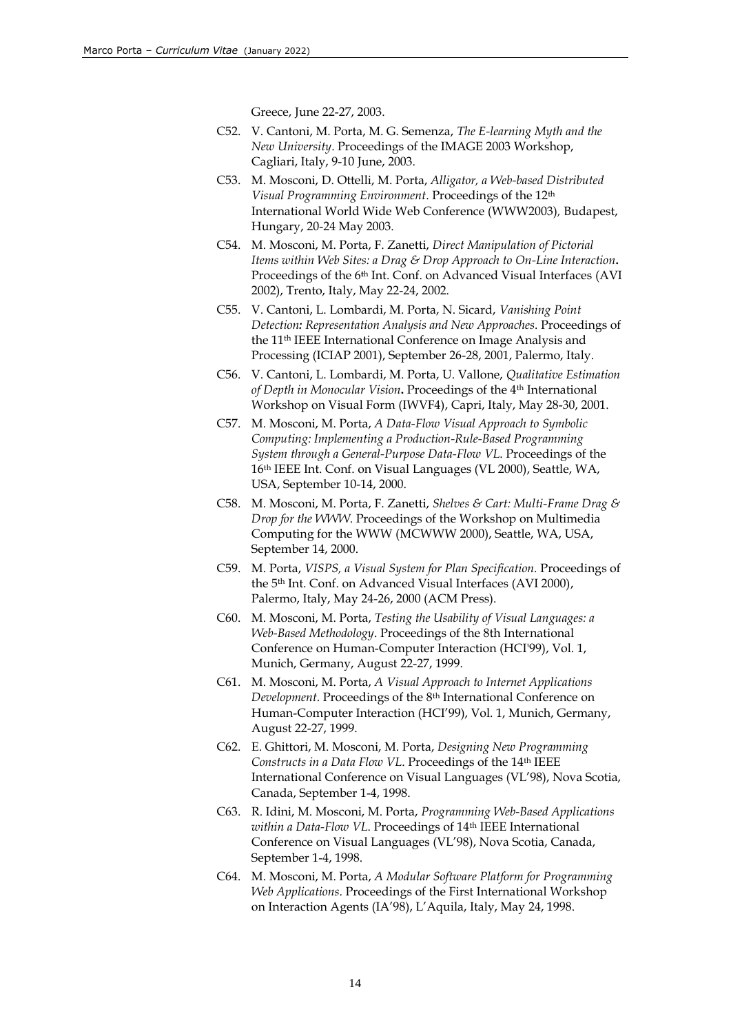Greece, June 22-27, 2003.

C52. V. Cantoni, M. Porta, M. G. Semenza, *The E-learning Myth and the New University*. Proceedings of the IMAGE 2003 Workshop, Cagliari, Italy, 9-10 June, 2003.

C53. M. Mosconi, D. Ottelli, M. Porta, *Alligator, a Web-based Distributed Visual Programming Environment*. Proceedings of the 12th International World Wide Web Conference (WWW2003), Budapest, Hungary, 20-24 May 2003.

C54. M. Mosconi, M. Porta, F. Zanetti, *Direct Manipulation of Pictorial Items within Web Sites: a Drag & Drop Approach to On-Line Interaction***.** Proceedings of the 6th Int. Conf. on Advanced Visual Interfaces (AVI 2002), Trento, Italy, May 22-24, 2002.

C55. V. Cantoni, L. Lombardi, M. Porta, N. Sicard, *Vanishing Point Detection: Representation Analysis and New Approaches*. Proceedings of the 11th IEEE International Conference on Image Analysis and Processing (ICIAP 2001), September 26-28, 2001, Palermo, Italy.

C56. V. Cantoni, L. Lombardi, M. Porta, U. Vallone, *Qualitative Estimation of Depth in Monocular Vision***.** Proceedings of the 4th International Workshop on Visual Form (IWVF4), Capri, Italy, May 28-30, 2001.

C57. M. Mosconi, M. Porta, *A Data-Flow Visual Approach to Symbolic Computing: Implementing a Production-Rule-Based Programming System through a General-Purpose Data-Flow VL*. Proceedings of the 16th IEEE Int. Conf. on Visual Languages (VL 2000), Seattle, WA, USA, September 10-14, 2000.

C58. M. Mosconi, M. Porta, F. Zanetti, *Shelves & Cart: Multi-Frame Drag & Drop for the WWW*. Proceedings of the Workshop on Multimedia Computing for the WWW (MCWWW 2000), Seattle, WA, USA, September 14, 2000.

C59. M. Porta, *VISPS, a Visual System for Plan Specification*. Proceedings of the 5th Int. Conf. on Advanced Visual Interfaces (AVI 2000), Palermo, Italy, May 24-26, 2000 (ACM Press).

C60. M. Mosconi, M. Porta, *Testing the Usability of Visual Languages: a Web-Based Methodology*. Proceedings of the 8th International Conference on Human-Computer Interaction (HCI'99), Vol. 1, Munich, Germany, August 22-27, 1999.

C61. M. Mosconi, M. Porta, *A Visual Approach to Internet Applications Development*. Proceedings of the 8th International Conference on Human-Computer Interaction (HCI'99), Vol. 1, Munich, Germany, August 22-27, 1999.

C62. E. Ghittori, M. Mosconi, M. Porta, *Designing New Programming Constructs in a Data Flow VL*. Proceedings of the 14th IEEE International Conference on Visual Languages (VL'98), Nova Scotia, Canada, September 1-4, 1998.

C63. R. Idini, M. Mosconi, M. Porta, *Programming Web-Based Applications within a Data-Flow VL*. Proceedings of 14th IEEE International Conference on Visual Languages (VL'98), Nova Scotia, Canada, September 1-4, 1998.

C64. M. Mosconi, M. Porta, *A Modular Software Platform for Programming Web Applications*. Proceedings of the First International Workshop on Interaction Agents (IA'98), L'Aquila, Italy, May 24, 1998.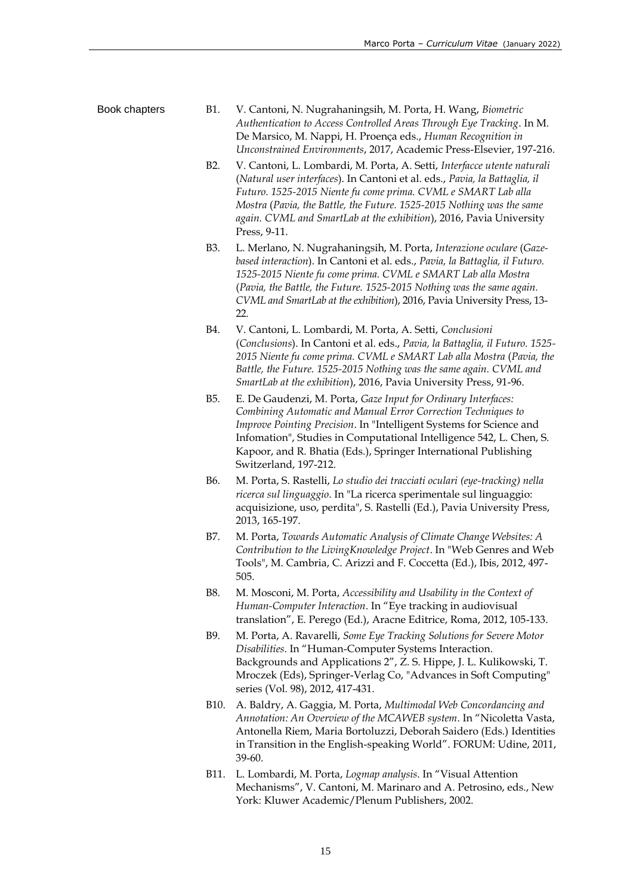## Book chapters

- B1. V. Cantoni, N. Nugrahaningsih, M. Porta, H. Wang, *Biometric Authentication to Access Controlled Areas Through Eye Tracking*. In M. De Marsico, M. Nappi, H. Proença eds., *Human Recognition in Unconstrained Environments*, 2017, Academic Press-Elsevier, 197-216.
- B2. V. Cantoni, L. Lombardi, M. Porta, A. Setti, *Interfacce utente naturali* (*Natural user interfaces*). In Cantoni et al. eds., *Pavia, la Battaglia, il Futuro. 1525-2015 Niente fu come prima. CVML e SMART Lab alla Mostra* (*Pavia, the Battle, the Future. 1525-2015 Nothing was the same again. CVML and SmartLab at the exhibition*), 2016, Pavia University Press, 9-11.
- B3. L. Merlano, N. Nugrahaningsih, M. Porta, *Interazione oculare* (*Gaze-based interaction*). In Cantoni et al. eds., *Pavia, la Battaglia, il Futuro. 1525-2015 Niente fu come prima. CVML e SMART Lab alla Mostra* (*Pavia, the Battle, the Future. 1525-2015 Nothing was the same again. CVML and SmartLab at the exhibition*), 2016, Pavia University Press, 13-22.
- B4. V. Cantoni, L. Lombardi, M. Porta, A. Setti, *Conclusioni* (*Conclusions*). In Cantoni et al. eds., *Pavia, la Battaglia, il Futuro. 1525-2015 Niente fu come prima. CVML e SMART Lab alla Mostra* (*Pavia, the Battle, the Future. 1525-2015 Nothing was the same again. CVML and SmartLab at the exhibition*), 2016, Pavia University Press, 91-96.
- B5. E. De Gaudenzi, M. Porta, *Gaze Input for Ordinary Interfaces: Combining Automatic and Manual Error Correction Techniques to Improve Pointing Precision*. In "Intelligent Systems for Science and Infomation", Studies in Computational Intelligence 542, L. Chen, S. Kapoor, and R. Bhatia (Eds.), Springer International Publishing Switzerland, 197-212.
- B6. M. Porta, S. Rastelli, *Lo studio dei tracciati oculari (eye-tracking) nella ricerca sul linguaggio*. In "La ricerca sperimentale sul linguaggio: acquisizione, uso, perdita", S. Rastelli (Ed.), Pavia University Press, 2013, 165-197.
- B7. M. Porta, *Towards Automatic Analysis of Climate Change Websites: A Contribution to the LivingKnowledge Project*. In "Web Genres and Web Tools", M. Cambria, C. Arizzi and F. Coccetta (Ed.), Ibis, 2012, 497-505.
- B8. M. Mosconi, M. Porta, *Accessibility and Usability in the Context of Human-Computer Interaction*. In "Eye tracking in audiovisual translation", E. Perego (Ed.), Aracne Editrice, Roma, 2012, 105-133.
- B9. M. Porta, A. Ravarelli, *Some Eye Tracking Solutions for Severe Motor Disabilities*. In "Human-Computer Systems Interaction. Backgrounds and Applications 2", Z. S. Hippe, J. L. Kulikowski, T. Mroczek (Eds), Springer-Verlag Co, "Advances in Soft Computing" series (Vol. 98), 2012, 417-431.
- B10. A. Baldry, A. Gaggia, M. Porta, *Multimodal Web Concordancing and Annotation: An Overview of the MCAWEB system*. In "Nicoletta Vasta, Antonella Riem, Maria Bortoluzzi, Deborah Saidero (Eds.) Identities in Transition in the English-speaking World". FORUM: Udine, 2011, 39-60.
- B11. L. Lombardi, M. Porta, *Logmap analysis*. In "Visual Attention Mechanisms", V. Cantoni, M. Marinaro and A. Petrosino, eds., New York: Kluwer Academic/Plenum Publishers, 2002.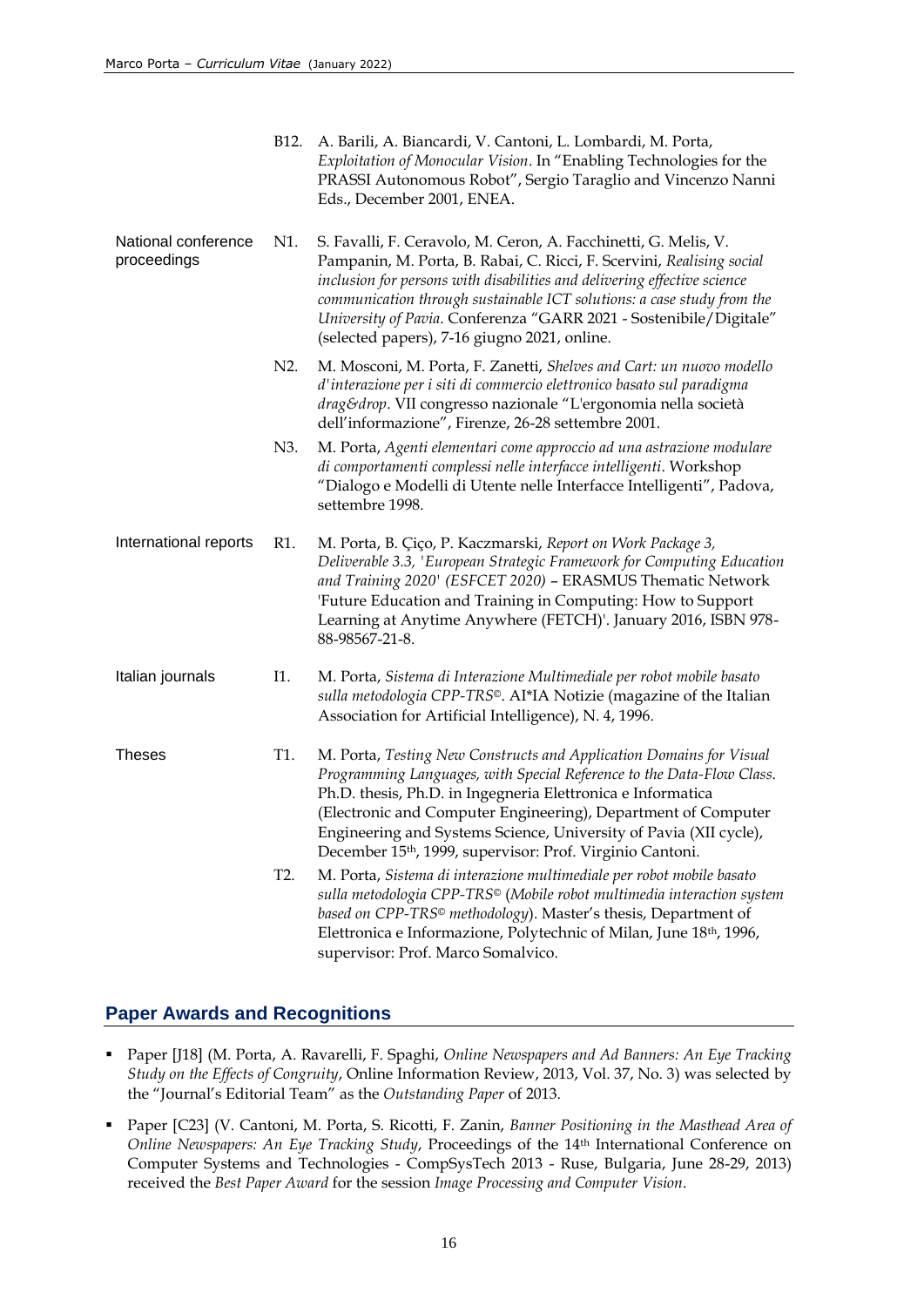B12. A. Barili, A. Biancardi, V. Cantoni, L. Lombardi, M. Porta, *Exploitation of Monocular Vision*. In "Enabling Technologies for the PRASSI Autonomous Robot", Sergio Taraglio and Vincenzo Nanni Eds., December 2001, ENEA.

**National conference proceedings**

N1. S. Favalli, F. Ceravolo, M. Ceron, A. Facchinetti, G. Melis, V. Pampanin, M. Porta, B. Rabai, C. Ricci, F. Scervini, *Realising social inclusion for persons with disabilities and delivering effective science communication through sustainable ICT solutions: a case study from the University of Pavia*. Conferenza "GARR 2021 - Sostenibile/Digitale" (selected papers), 7-16 giugno 2021, online.

N2. M. Mosconi, M. Porta, F. Zanetti, *Shelves and Cart: un nuovo modello d'interazione per i siti di commercio elettronico basato sul paradigma drag&drop*. VII congresso nazionale "L'ergonomia nella società dell'informazione", Firenze, 26-28 settembre 2001.

N3. M. Porta, *Agenti elementari come approccio ad una astrazione modulare di comportamenti complessi nelle interfacce intelligenti*. Workshop "Dialogo e Modelli di Utente nelle Interfacce Intelligenti", Padova, settembre 1998.

**International reports**

R1. M. Porta, B. Çiço, P. Kaczmarski, *Report on Work Package 3, Deliverable 3.3, 'European Strategic Framework for Computing Education and Training 2020' (ESFCET 2020)* – ERASMUS Thematic Network 'Future Education and Training in Computing: How to Support Learning at Anytime Anywhere (FETCH)'. January 2016, ISBN 978-88-98567-21-8.

**Italian journals**

I1. M. Porta, *Sistema di Interazione Multimediale per robot mobile basato sulla metodologia CPP-TRS©*. AI*IA Notizie (magazine of the Italian Association for Artificial Intelligence), N. 4, 1996.

**Theses**

T1. M. Porta, *Testing New Constructs and Application Domains for Visual Programming Languages, with Special Reference to the Data-Flow Class*. Ph.D. thesis, Ph.D. in Ingegneria Elettronica e Informatica (Electronic and Computer Engineering), Department of Computer Engineering and Systems Science, University of Pavia (XII cycle), December 15th, 1999, supervisor: Prof. Virginio Cantoni.

T2. M. Porta, *Sistema di interazione multimediale per robot mobile basato sulla metodologia CPP-TRS© (Mobile robot multimedia interaction system based on CPP-TRS© methodology)*. Master's thesis, Department of Elettronica e Informazione, Polytechnic of Milan, June 18th, 1996, supervisor: Prof. Marco Somalvico.

## Paper Awards and Recognitions

- Paper [J18] (M. Porta, A. Ravarelli, F. Spaghi, *Online Newspapers and Ad Banners: An Eye Tracking Study on the Effects of Congruity*, Online Information Review, 2013, Vol. 37, No. 3) was selected by the "Journal's Editorial Team" as the *Outstanding Paper* of 2013.
- Paper [C23] (V. Cantoni, M. Porta, S. Ricotti, F. Zanin, *Banner Positioning in the Masthead Area of Online Newspapers: An Eye Tracking Study*, Proceedings of the 14th International Conference on Computer Systems and Technologies - CompSysTech 2013 - Ruse, Bulgaria, June 28-29, 2013) received the *Best Paper Award* for the session *Image Processing and Computer Vision*.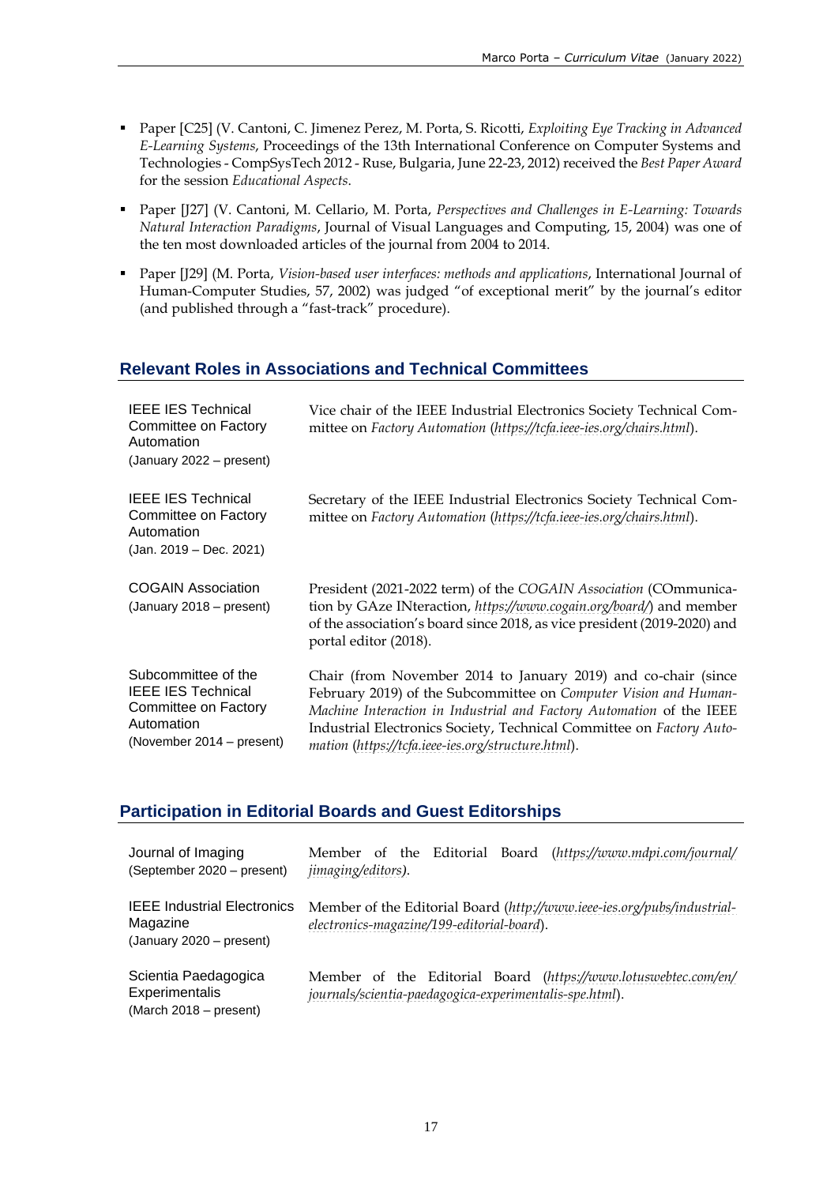- Paper [C25] (V. Cantoni, C. Jimenez Perez, M. Porta, S. Ricotti, *Exploiting Eye Tracking in Advanced E-Learning Systems*, Proceedings of the 13th International Conference on Computer Systems and Technologies - CompSysTech 2012 - Ruse, Bulgaria, June 22-23, 2012) received the *Best Paper Award* for the session *Educational Aspects*.

- Paper [J27] (V. Cantoni, M. Cellario, M. Porta, *Perspectives and Challenges in E-Learning: Towards Natural Interaction Paradigms*, Journal of Visual Languages and Computing, 15, 2004) was one of the ten most downloaded articles of the journal from 2004 to 2014.

- Paper [J29] (M. Porta, *Vision-based user interfaces: methods and applications*, International Journal of Human-Computer Studies, 57, 2002) was judged "of exceptional merit" by the journal's editor (and published through a "fast-track" procedure).

## Relevant Roles in Associations and Technical Committees

| | |
|---|---|
| IEEE IES Technical Committee on Factory Automation (January 2022 – present) | Vice chair of the IEEE Industrial Electronics Society Technical Committee on *Factory Automation* (*https://tcfa.ieee-ies.org/chairs.html*). |
| IEEE IES Technical Committee on Factory Automation (Jan. 2019 – Dec. 2021) | Secretary of the IEEE Industrial Electronics Society Technical Committee on *Factory Automation* (*https://tcfa.ieee-ies.org/chairs.html*). |
| COGAIN Association (January 2018 – present) | President (2021-2022 term) of the *COGAIN Association* (COmmunication by GAze INteraction, *https://www.cogain.org/board/*) and member of the association's board since 2018, as vice president (2019-2020) and portal editor (2018). |
| Subcommittee of the IEEE IES Technical Committee on Factory Automation (November 2014 – present) | Chair (from November 2014 to January 2019) and co-chair (since February 2019) of the Subcommittee on *Computer Vision and Human-Machine Interaction in Industrial and Factory Automation* of the IEEE Industrial Electronics Society, Technical Committee on *Factory Automation* (*https://tcfa.ieee-ies.org/structure.html*). |

## Participation in Editorial Boards and Guest Editorships

| | |
|---|---|
| Journal of Imaging (September 2020 – present) | Member of the Editorial Board (*https://www.mdpi.com/journal/jimaging/editors)*. |
| IEEE Industrial Electronics Magazine (January 2020 – present) | Member of the Editorial Board (*http://www.ieee-ies.org/pubs/industrial-electronics-magazine/199-editorial-board*). |
| Scientia Paedagogica Experimentalis (March 2018 – present) | Member of the Editorial Board (*https://www.lotuswebtec.com/en/journals/scientia-paedagogica-experimentalis-spe.html*). |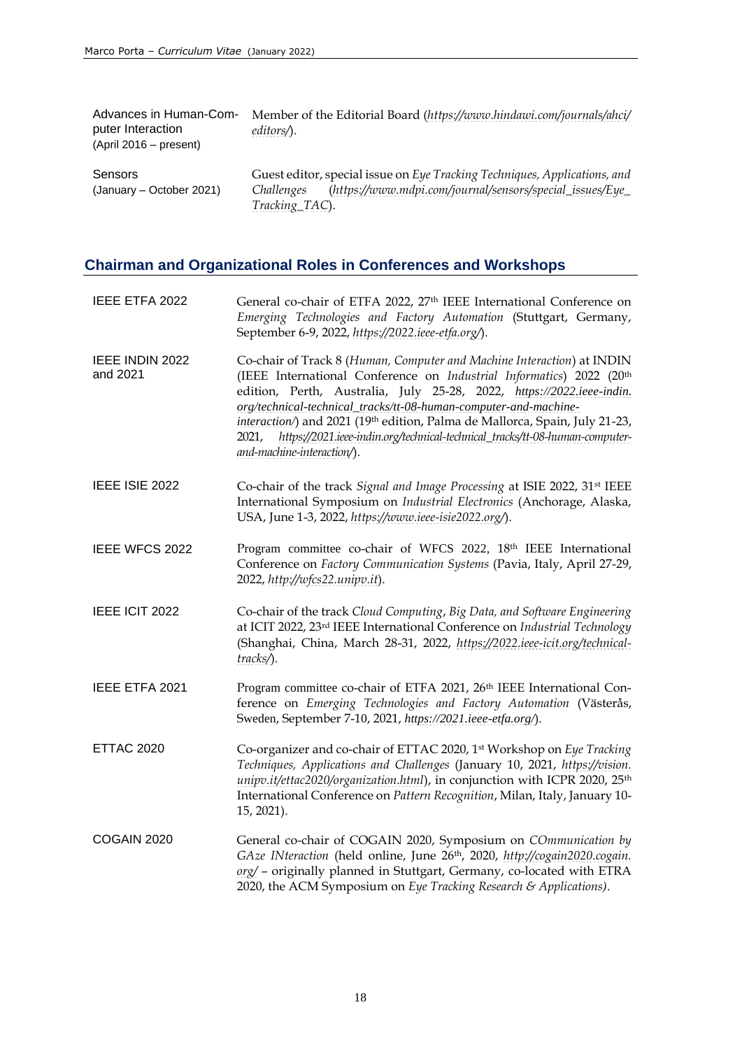| | |
|---|---|
| Advances in Human-Computer Interaction (April 2016 – present) | Member of the Editorial Board (*https://www.hindawi.com/journals/ahci/editors/*). |
| Sensors (January – October 2021) | Guest editor, special issue on *Eye Tracking Techniques, Applications, and Challenges* (*https://www.mdpi.com/journal/sensors/special_issues/Eye_Tracking_TAC*). |

## Chairman and Organizational Roles in Conferences and Workshops

| | |
|---|---|
| IEEE ETFA 2022 | General co-chair of ETFA 2022, 27th IEEE International Conference on *Emerging Technologies and Factory Automation* (Stuttgart, Germany, September 6-9, 2022, *https://2022.ieee-etfa.org/*). |
| IEEE INDIN 2022 and 2021 | Co-chair of Track 8 (*Human, Computer and Machine Interaction*) at INDIN (IEEE International Conference on *Industrial Informatics*) 2022 (20th edition, Perth, Australia, July 25-28, 2022, *https://2022.ieee-indin.org/technical-technical_tracks/tt-08-human-computer-and-machine-interaction/*) and 2021 (19th edition, Palma de Mallorca, Spain, July 21-23, 2021, *https://2021.ieee-indin.org/technical-technical_tracks/tt-08-human-computer-and-machine-interaction/*). |
| IEEE ISIE 2022 | Co-chair of the track *Signal and Image Processing* at ISIE 2022, 31st IEEE International Symposium on *Industrial Electronics* (Anchorage, Alaska, USA, June 1-3, 2022, *https://www.ieee-isie2022.org/*). |
| IEEE WFCS 2022 | Program committee co-chair of WFCS 2022, 18th IEEE International Conference on *Factory Communication Systems* (Pavia, Italy, April 27-29, 2022, *http://wfcs22.unipv.it*). |
| IEEE ICIT 2022 | Co-chair of the track *Cloud Computing, Big Data, and Software Engineering* at ICIT 2022, 23rd IEEE International Conference on *Industrial Technology* (Shanghai, China, March 28-31, 2022, *https://2022.ieee-icit.org/technical-tracks/*). |
| IEEE ETFA 2021 | Program committee co-chair of ETFA 2021, 26th IEEE International Conference on *Emerging Technologies and Factory Automation* (Västerås, Sweden, September 7-10, 2021, *https://2021.ieee-etfa.org/*). |
| ETTAC 2020 | Co-organizer and co-chair of ETTAC 2020, 1st Workshop on *Eye Tracking Techniques, Applications and Challenges* (January 10, 2021, *https://vision.unipv.it/ettac2020/organization.html*), in conjunction with ICPR 2020, 25th International Conference on *Pattern Recognition*, Milan, Italy, January 10-15, 2021). |
| COGAIN 2020 | General co-chair of COGAIN 2020, Symposium on *COmmunication by GAze INteraction* (held online, June 26th, 2020, *http://cogain2020.cogain.org/* – originally planned in Stuttgart, Germany, co-located with ETRA 2020, the ACM Symposium on *Eye Tracking Research & Applications*). |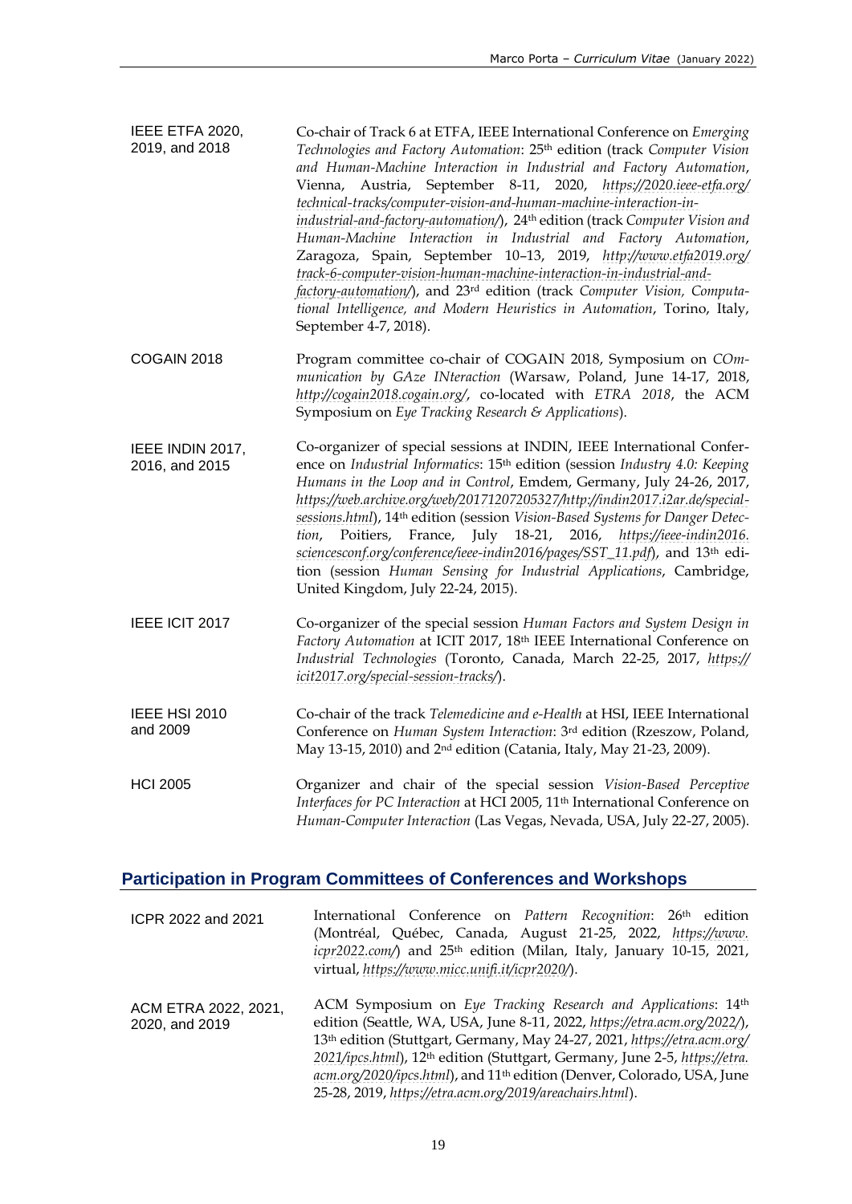**IEEE ETFA 2020, 2019, and 2018**

Co-chair of Track 6 at ETFA, IEEE International Conference on *Emerging Technologies and Factory Automation*: 25th edition (track *Computer Vision and Human-Machine Interaction in Industrial and Factory Automation*, Vienna, Austria, September 8-11, 2020, *https://2020.ieee-etfa.org/technical-tracks/computer-vision-and-human-machine-interaction-in-industrial-and-factory-automation/*), 24th edition (track *Computer Vision and Human-Machine Interaction in Industrial and Factory Automation*, Zaragoza, Spain, September 10–13, 2019, *http://www.etfa2019.org/track-6-computer-vision-human-machine-interaction-in-industrial-and-factory-automation/*), and 23rd edition (track *Computer Vision, Computational Intelligence, and Modern Heuristics in Automation*, Torino, Italy, September 4-7, 2018).

**COGAIN 2018**

Program committee co-chair of COGAIN 2018, Symposium on *COmmunication by GAze INteraction* (Warsaw, Poland, June 14-17, 2018, *http://cogain2018.cogain.org/*, co-located with *ETRA 2018*, the ACM Symposium on *Eye Tracking Research & Applications*).

**IEEE INDIN 2017, 2016, and 2015**

Co-organizer of special sessions at INDIN, IEEE International Conference on *Industrial Informatics*: 15th edition (session *Industry 4.0: Keeping Humans in the Loop and in Control*, Emdem, Germany, July 24-26, 2017, *https://web.archive.org/web/20171207205327/http://indin2017.i2ar.de/special-sessions.html*), 14th edition (session *Vision-Based Systems for Danger Detection*, Poitiers, France, July 18-21, 2016, *https://ieee-indin2016.sciencesconf.org/conference/ieee-indin2016/pages/SST_11.pdf*), and 13th edition (session *Human Sensing for Industrial Applications*, Cambridge, United Kingdom, July 22-24, 2015).

**IEEE ICIT 2017**

Co-organizer of the special session *Human Factors and System Design in Factory Automation* at ICIT 2017, 18th IEEE International Conference on *Industrial Technologies* (Toronto, Canada, March 22-25, 2017, *https://icit2017.org/special-session-tracks/*).

**IEEE HSI 2010 and 2009**

Co-chair of the track *Telemedicine and e-Health* at HSI, IEEE International Conference on *Human System Interaction*: 3rd edition (Rzeszow, Poland, May 13-15, 2010) and 2nd edition (Catania, Italy, May 21-23, 2009).

**HCI 2005**

Organizer and chair of the special session *Vision-Based Perceptive Interfaces for PC Interaction* at HCI 2005, 11th International Conference on *Human-Computer Interaction* (Las Vegas, Nevada, USA, July 22-27, 2005).

## Participation in Program Committees of Conferences and Workshops

**ICPR 2022 and 2021**

International Conference on *Pattern Recognition*: 26th edition (Montréal, Québec, Canada, August 21-25, 2022, *https://www.icpr2022.com/*) and 25th edition (Milan, Italy, January 10-15, 2021, virtual, *https://www.micc.unifi.it/icpr2020/*).

**ACM ETRA 2022, 2021, 2020, and 2019**

ACM Symposium on *Eye Tracking Research and Applications*: 14th edition (Seattle, WA, USA, June 8-11, 2022, *https://etra.acm.org/2022/*), 13th edition (Stuttgart, Germany, May 24-27, 2021, *https://etra.acm.org/2021/ipcs.html*), 12th edition (Stuttgart, Germany, June 2-5, *https://etra.acm.org/2020/ipcs.html*), and 11th edition (Denver, Colorado, USA, June 25-28, 2019, *https://etra.acm.org/2019/areachairs.html*).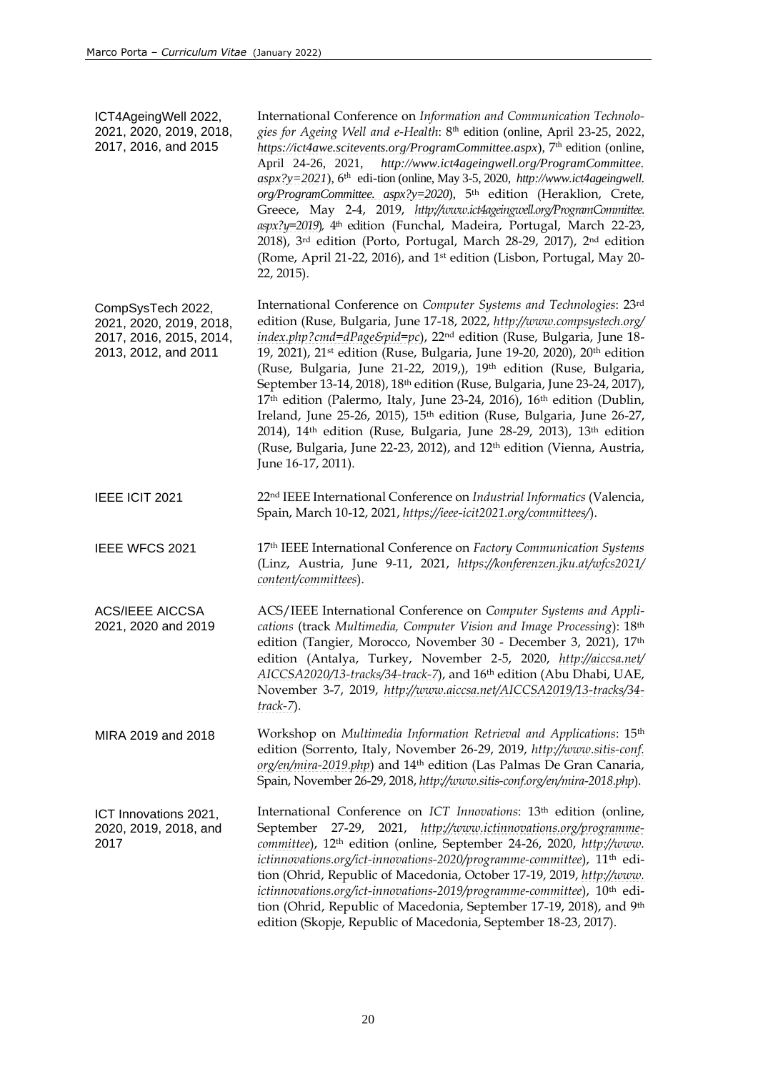| | |
|---|---|
| ICT4AgeingWell 2022, 2021, 2020, 2019, 2018, 2017, 2016, and 2015 | International Conference on *Information and Communication Technologies for Ageing Well and e-Health*: 8th edition (online, April 23-25, 2022, *https://ict4awe.scitevents.org/ProgramCommittee.aspx*), 7th edition (online, April 24-26, 2021, *http://www.ict4ageingwell.org/ProgramCommittee.aspx?y=2021*), 6th edi-tion (online, May 3-5, 2020, *http://www.ict4ageingwell.org/ProgramCommittee. aspx?y=2020*), 5th edition (Heraklion, Crete, Greece, May 2-4, 2019, *http://www.ict4ageingwell.org/ProgramCommittee.aspx?y=2019*), 4th edition (Funchal, Madeira, Portugal, March 22-23, 2018), 3rd edition (Porto, Portugal, March 28-29, 2017), 2nd edition (Rome, April 21-22, 2016), and 1st edition (Lisbon, Portugal, May 20-22, 2015). |
| CompSysTech 2022, 2021, 2020, 2019, 2018, 2017, 2016, 2015, 2014, 2013, 2012, and 2011 | International Conference on *Computer Systems and Technologies*: 23rd edition (Ruse, Bulgaria, June 17-18, 2022, *http://www.compsystech.org/index.php?cmd=dPage&pid=pc*), 22nd edition (Ruse, Bulgaria, June 18-19, 2021), 21st edition (Ruse, Bulgaria, June 19-20, 2020), 20th edition (Ruse, Bulgaria, June 21-22, 2019,), 19th edition (Ruse, Bulgaria, September 13-14, 2018), 18th edition (Ruse, Bulgaria, June 23-24, 2017), 17th edition (Palermo, Italy, June 23-24, 2016), 16th edition (Dublin, Ireland, June 25-26, 2015), 15th edition (Ruse, Bulgaria, June 26-27, 2014), 14th edition (Ruse, Bulgaria, June 28-29, 2013), 13th edition (Ruse, Bulgaria, June 22-23, 2012), and 12th edition (Vienna, Austria, June 16-17, 2011). |
| IEEE ICIT 2021 | 22nd IEEE International Conference on *Industrial Informatics* (Valencia, Spain, March 10-12, 2021, *https://ieee-icit2021.org/committees/*). |
| IEEE WFCS 2021 | 17th IEEE International Conference on *Factory Communication Systems* (Linz, Austria, June 9-11, 2021, *https://konferenzen.jku.at/wfcs2021/content/committees*). |
| ACS/IEEE AICCSA 2021, 2020 and 2019 | ACS/IEEE International Conference on *Computer Systems and Applications* (track *Multimedia, Computer Vision and Image Processing*): 18th edition (Tangier, Morocco, November 30 - December 3, 2021), 17th edition (Antalya, Turkey, November 2-5, 2020, *http://aiccsa.net/AICCSA2020/13-tracks/34-track-7*), and 16th edition (Abu Dhabi, UAE, November 3-7, 2019, *http://www.aiccsa.net/AICCSA2019/13-tracks/34-track-7*). |
| MIRA 2019 and 2018 | Workshop on *Multimedia Information Retrieval and Applications*: 15th edition (Sorrento, Italy, November 26-29, 2019, *http://www.sitis-conf.org/en/mira-2019.php*) and 14th edition (Las Palmas De Gran Canaria, Spain, November 26-29, 2018, *http://www.sitis-conf.org/en/mira-2018.php*). |
| ICT Innovations 2021, 2020, 2019, 2018, and 2017 | International Conference on *ICT Innovations*: 13th edition (online, September 27-29, 2021, *http://www.ictinnovations.org/programme-committee*), 12th edition (online, September 24-26, 2020, *http://www.ictinnovations.org/ict-innovations-2020/programme-committee*), 11th edition (Ohrid, Republic of Macedonia, October 17-19, 2019, *http://www.ictinnovations.org/ict-innovations-2019/programme-committee*), 10th edition (Ohrid, Republic of Macedonia, September 17-19, 2018), and 9th edition (Skopje, Republic of Macedonia, September 18-23, 2017). |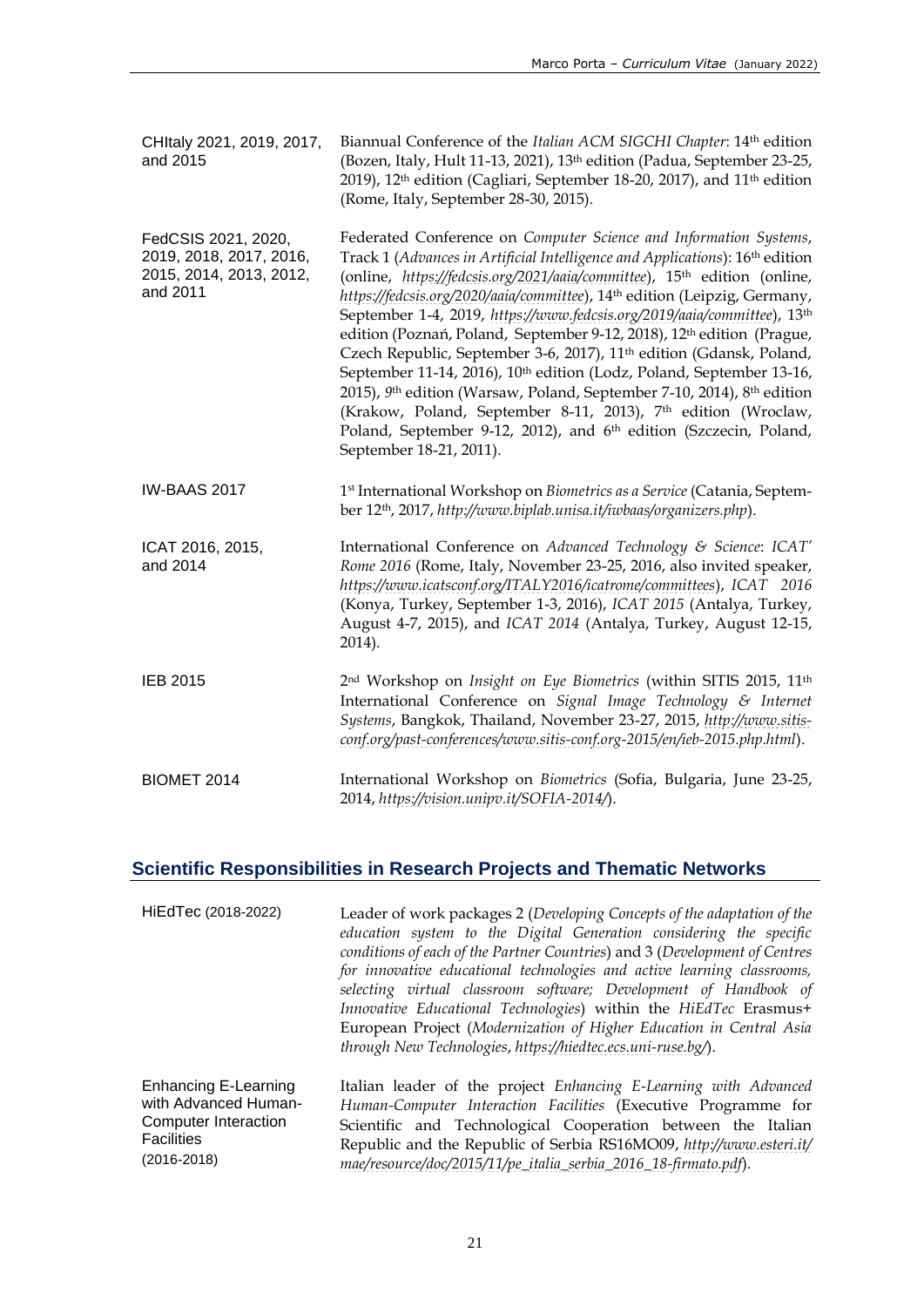| | |
|---|---|
| CHItaly 2021, 2019, 2017, and 2015 | Biannual Conference of the *Italian ACM SIGCHI Chapter*: 14th edition (Bozen, Italy, Hult 11-13, 2021), 13th edition (Padua, September 23-25, 2019), 12th edition (Cagliari, September 18-20, 2017), and 11th edition (Rome, Italy, September 28-30, 2015). |
| FedCSIS 2021, 2020, 2019, 2018, 2017, 2016, 2015, 2014, 2013, 2012, and 2011 | Federated Conference on *Computer Science and Information Systems*, Track 1 (*Advances in Artificial Intelligence and Applications*): 16th edition (online, *https://fedcsis.org/2021/aaia/committee*), 15th edition (online, *https://fedcsis.org/2020/aaia/committee*), 14th edition (Leipzig, Germany, September 1-4, 2019, *https://www.fedcsis.org/2019/aaia/committee*), 13th edition (Poznań, Poland, September 9-12, 2018), 12th edition (Prague, Czech Republic, September 3-6, 2017), 11th edition (Gdansk, Poland, September 11-14, 2016), 10th edition (Lodz, Poland, September 13-16, 2015), 9th edition (Warsaw, Poland, September 7-10, 2014), 8th edition (Krakow, Poland, September 8-11, 2013), 7th edition (Wroclaw, Poland, September 9-12, 2012), and 6th edition (Szczecin, Poland, September 18-21, 2011). |
| IW-BAAS 2017 | 1st International Workshop on *Biometrics as a Service* (Catania, September 12th, 2017, *http://www.biplab.unisa.it/iwbaas/organizers.php*). |
| ICAT 2016, 2015, and 2014 | International Conference on *Advanced Technology & Science*: *ICAT' Rome 2016* (Rome, Italy, November 23-25, 2016, also invited speaker, *https://www.icatsconf.org/ITALY2016/icatrome/committees*), *ICAT 2016* (Konya, Turkey, September 1-3, 2016), *ICAT 2015* (Antalya, Turkey, August 4-7, 2015), and *ICAT 2014* (Antalya, Turkey, August 12-15, 2014). |
| IEB 2015 | 2nd Workshop on *Insight on Eye Biometrics* (within SITIS 2015, 11th International Conference on *Signal Image Technology & Internet Systems*, Bangkok, Thailand, November 23-27, 2015, *http://www.sitis-conf.org/past-conferences/www.sitis-conf.org-2015/en/ieb-2015.php.html*). |
| BIOMET 2014 | International Workshop on *Biometrics* (Sofia, Bulgaria, June 23-25, 2014, *https://vision.unipv.it/SOFIA-2014/*). |

## Scientific Responsibilities in Research Projects and Thematic Networks

| | |
|---|---|
| HiEdTec (2018-2022) | Leader of work packages 2 (*Developing Concepts of the adaptation of the education system to the Digital Generation considering the specific conditions of each of the Partner Countries*) and 3 (*Development of Centres for innovative educational technologies and active learning classrooms, selecting virtual classroom software; Development of Handbook of Innovative Educational Technologies*) within the *HiEdTec* Erasmus+ European Project (*Modernization of Higher Education in Central Asia through New Technologies*, *https://hiedtec.ecs.uni-ruse.bg/*). |
| Enhancing E-Learning with Advanced Human-Computer Interaction Facilities (2016-2018) | Italian leader of the project *Enhancing E-Learning with Advanced Human-Computer Interaction Facilities* (Executive Programme for Scientific and Technological Cooperation between the Italian Republic and the Republic of Serbia RS16MO09, *http://www.esteri.it/mae/resource/doc/2015/11/pe_italia_serbia_2016_18-firmato.pdf*). |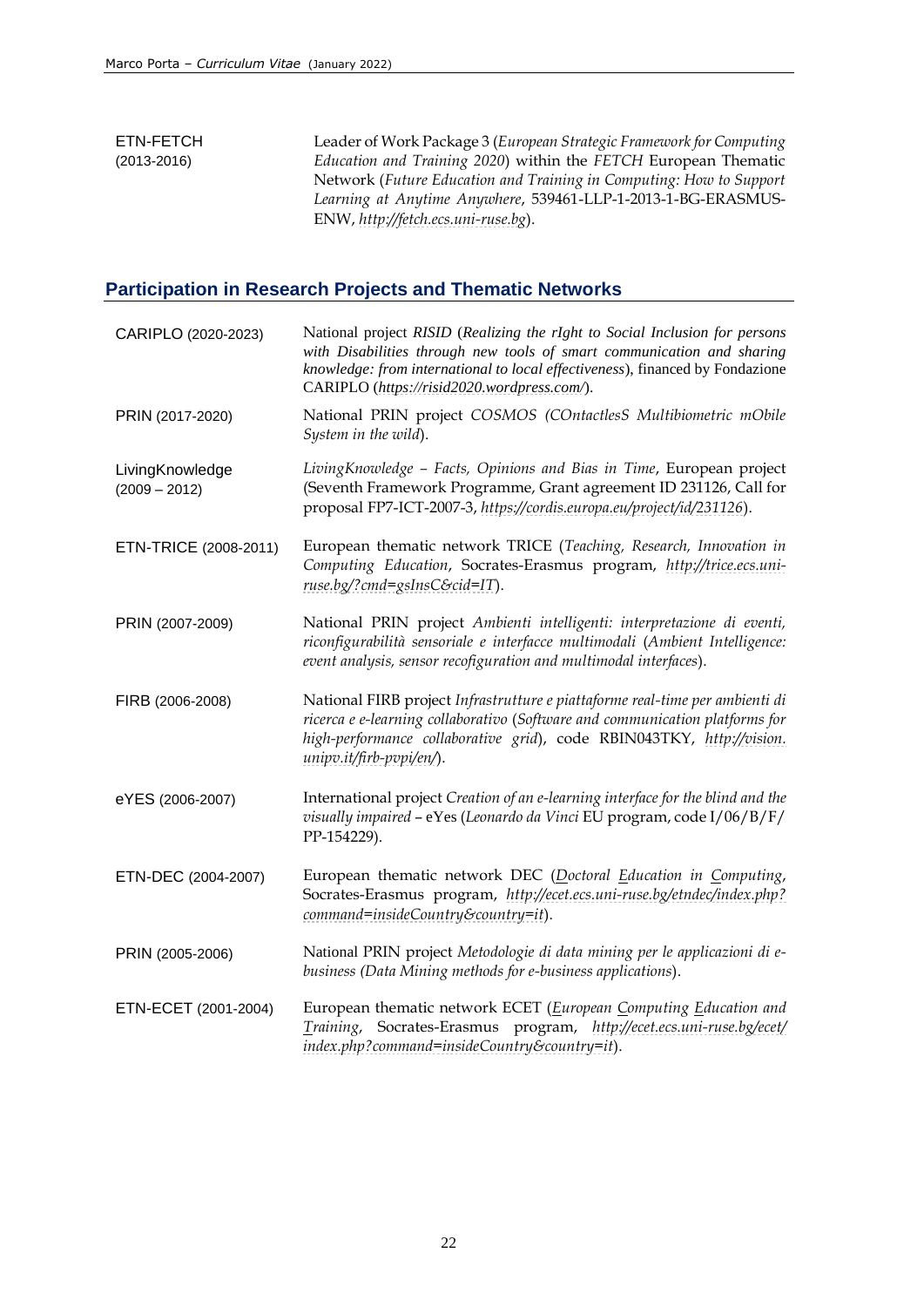| | |
|---|---|
| ETN-FETCH (2013-2016) | Leader of Work Package 3 (*European Strategic Framework for Computing Education and Training 2020*) within the *FETCH* European Thematic Network (*Future Education and Training in Computing: How to Support Learning at Anytime Anywhere*, 539461-LLP-1-2013-1-BG-ERASMUS-ENW, *http://fetch.ecs.uni-ruse.bg*). |

## Participation in Research Projects and Thematic Networks

| | |
|---|---|
| CARIPLO (2020-2023) | National project *RISID* (*Realizing the rIght to Social Inclusion for persons with Disabilities through new tools of smart communication and sharing knowledge: from international to local effectiveness*), financed by Fondazione CARIPLO (*https://risid2020.wordpress.com/*). |
| PRIN (2017-2020) | National PRIN project *COSMOS (COntactlesS Multibiometric mObile System in the wild*). |
| LivingKnowledge (2009 – 2012) | *LivingKnowledge – Facts, Opinions and Bias in Time*, European project (Seventh Framework Programme, Grant agreement ID 231126, Call for proposal FP7-ICT-2007-3, *https://cordis.europa.eu/project/id/231126*). |
| ETN-TRICE (2008-2011) | European thematic network TRICE (*Teaching, Research, Innovation in Computing Education*, Socrates-Erasmus program, *http://trice.ecs.uni-ruse.bg/?cmd=gsInsC&cid=IT*). |
| PRIN (2007-2009) | National PRIN project *Ambienti intelligenti: interpretazione di eventi, riconfigurabilità sensoriale e interfacce multimodali* (*Ambient Intelligence: event analysis, sensor recofiguration and multimodal interfaces*). |
| FIRB (2006-2008) | National FIRB project *Infrastrutture e piattaforme real-time per ambienti di ricerca e e-learning collaborativo* (*Software and communication platforms for high-performance collaborative grid*), code RBIN043TKY, *http://vision.unipv.it/firb-pvpi/en/*). |
| eYES (2006-2007) | International project *Creation of an e-learning interface for the blind and the visually impaired* – eYes (*Leonardo da Vinci* EU program, code I/06/B/F/PP-154229). |
| ETN-DEC (2004-2007) | European thematic network DEC (*Doctoral Education in Computing*, Socrates-Erasmus program, *http://ecet.ecs.uni-ruse.bg/etndec/index.php?command=insideCountry&country=it*). |
| PRIN (2005-2006) | National PRIN project *Metodologie di data mining per le applicazioni di e-business (Data Mining methods for e-business applications*). |
| ETN-ECET (2001-2004) | European thematic network ECET (*European Computing Education and Training*, Socrates-Erasmus program, *http://ecet.ecs.uni-ruse.bg/ecet/index.php?command=insideCountry&country=it*). |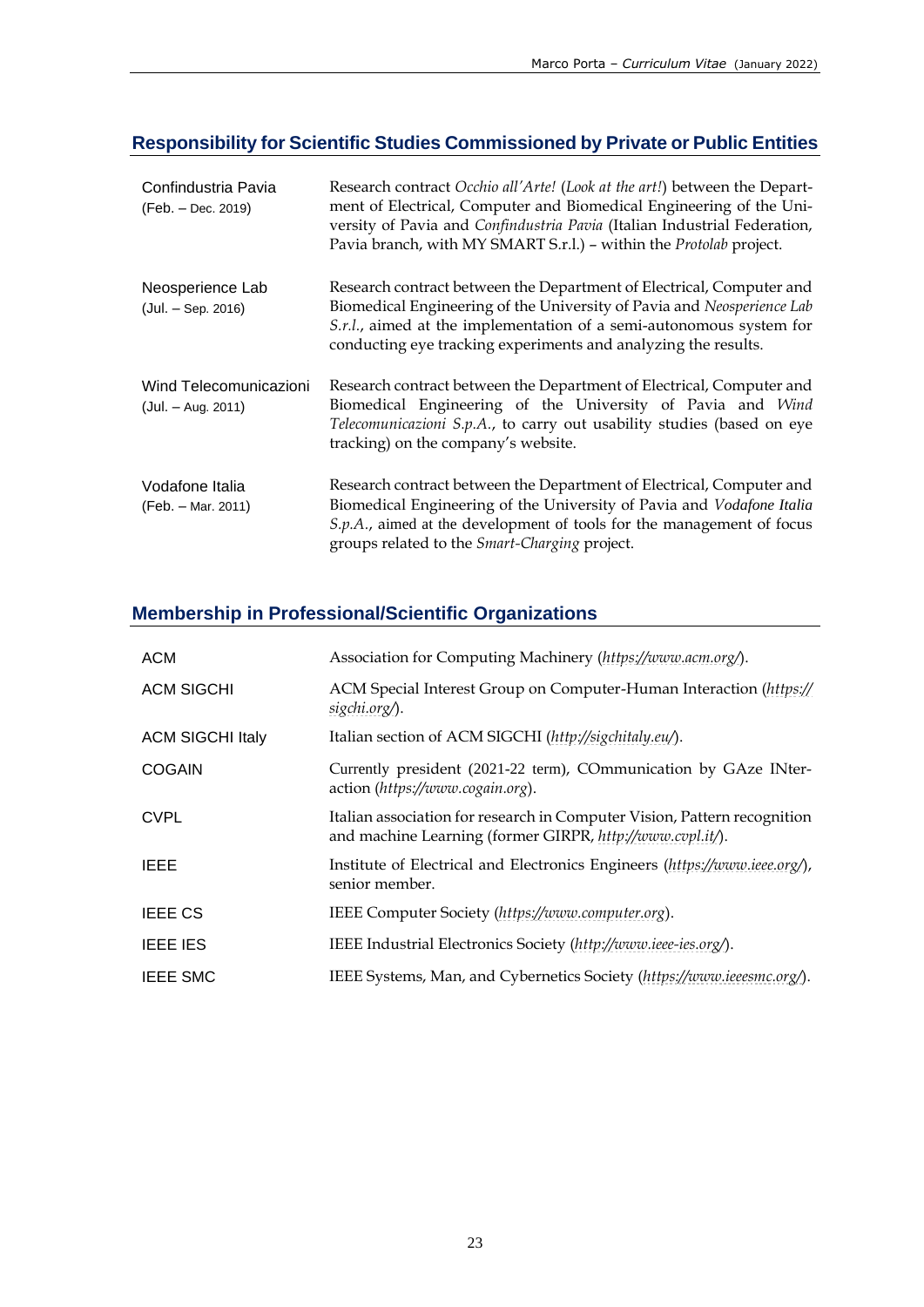## Responsibility for Scientific Studies Commissioned by Private or Public Entities

| | |
|---|---|
| Confindustria Pavia (Feb. – Dec. 2019) | Research contract *Occhio all'Arte!* (*Look at the art!*) between the Department of Electrical, Computer and Biomedical Engineering of the University of Pavia and *Confindustria Pavia* (Italian Industrial Federation, Pavia branch, with MY SMART S.r.l.) – within the *Protolab* project. |
| Neosperience Lab (Jul. – Sep. 2016) | Research contract between the Department of Electrical, Computer and Biomedical Engineering of the University of Pavia and *Neosperience Lab S.r.l.*, aimed at the implementation of a semi-autonomous system for conducting eye tracking experiments and analyzing the results. |
| Wind Telecomunicazioni (Jul. – Aug. 2011) | Research contract between the Department of Electrical, Computer and Biomedical Engineering of the University of Pavia and *Wind Telecomunicazioni S.p.A.*, to carry out usability studies (based on eye tracking) on the company's website. |
| Vodafone Italia (Feb. – Mar. 2011) | Research contract between the Department of Electrical, Computer and Biomedical Engineering of the University of Pavia and *Vodafone Italia S.p.A.*, aimed at the development of tools for the management of focus groups related to the *Smart-Charging* project. |

## Membership in Professional/Scientific Organizations

| | |
|---|---|
| ACM | Association for Computing Machinery (*https://www.acm.org/*). |
| ACM SIGCHI | ACM Special Interest Group on Computer-Human Interaction (*https://sigchi.org/*). |
| ACM SIGCHI Italy | Italian section of ACM SIGCHI (*http://sigchitaly.eu/*). |
| COGAIN | Currently president (2021-22 term), COmmunication by GAze INTeraction (*https://www.cogain.org*). |
| CVPL | Italian association for research in Computer Vision, Pattern recognition and machine Learning (former GIRPR, *http://www.cvpl.it/*). |
| IEEE | Institute of Electrical and Electronics Engineers (*https://www.ieee.org/*), senior member. |
| IEEE CS | IEEE Computer Society (*https://www.computer.org*). |
| IEEE IES | IEEE Industrial Electronics Society (*http://www.ieee-ies.org/*). |
| IEEE SMC | IEEE Systems, Man, and Cybernetics Society (*https://www.ieeesmc.org/*). |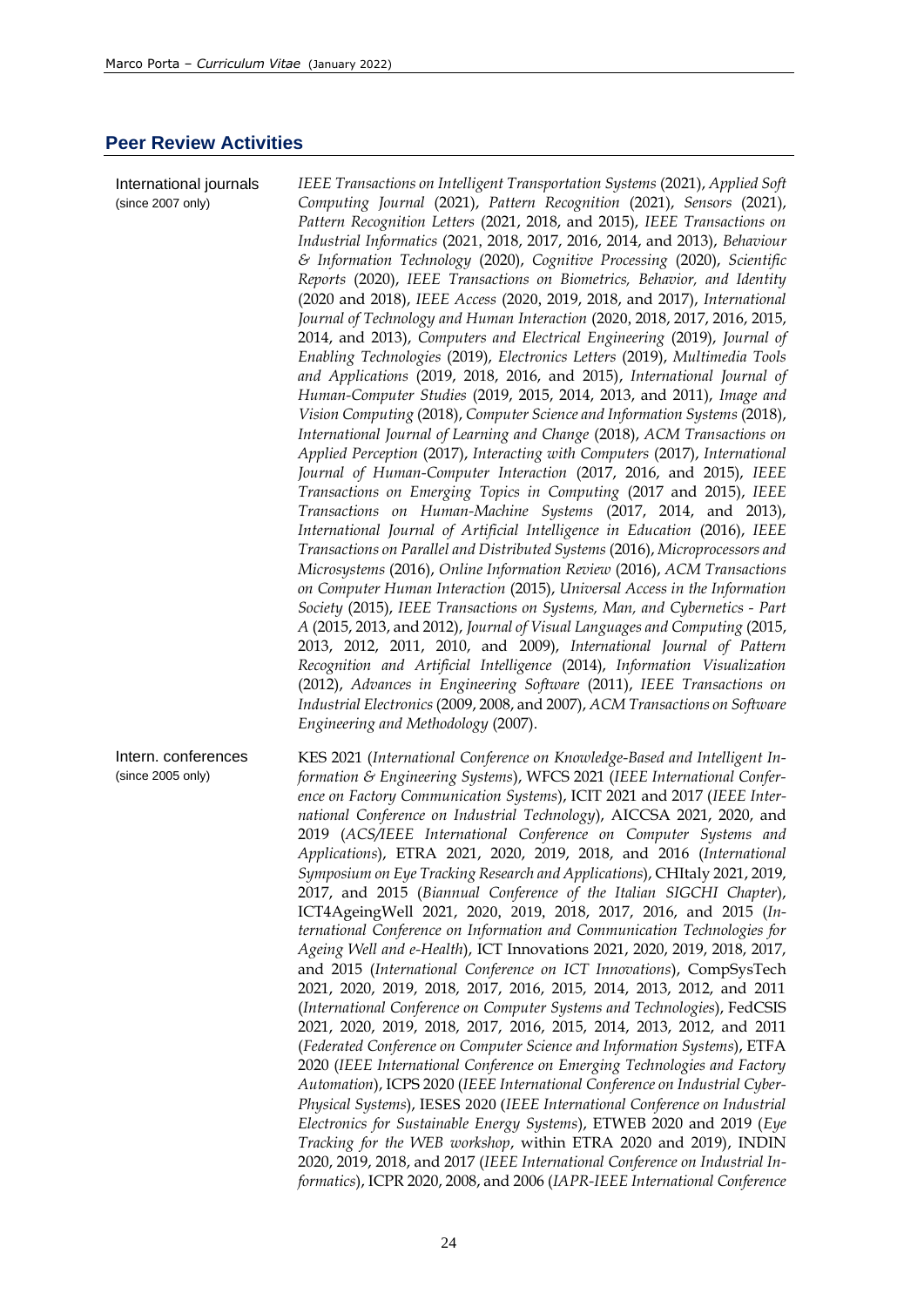## Peer Review Activities

**International journals** (since 2007 only)

*IEEE Transactions on Intelligent Transportation Systems* (2021), *Applied Soft Computing Journal* (2021), *Pattern Recognition* (2021), *Sensors* (2021), *Pattern Recognition Letters* (2021, 2018, and 2015), *IEEE Transactions on Industrial Informatics* (2021, 2018, 2017, 2016, 2014, and 2013), *Behaviour & Information Technology* (2020), *Cognitive Processing* (2020), *Scientific Reports* (2020), *IEEE Transactions on Biometrics, Behavior, and Identity* (2020 and 2018), *IEEE Access* (2020, 2019, 2018, and 2017), *International Journal of Technology and Human Interaction* (2020, 2018, 2017, 2016, 2015, 2014, and 2013), *Computers and Electrical Engineering* (2019), *Journal of Enabling Technologies* (2019), *Electronics Letters* (2019), *Multimedia Tools and Applications* (2019, 2018, 2016, and 2015), *International Journal of Human-Computer Studies* (2019, 2015, 2014, 2013, and 2011), *Image and Vision Computing* (2018), *Computer Science and Information Systems* (2018), *International Journal of Learning and Change* (2018), *ACM Transactions on Applied Perception* (2017), *Interacting with Computers* (2017), *International Journal of Human-Computer Interaction* (2017, 2016, and 2015), *IEEE Transactions on Emerging Topics in Computing* (2017 and 2015), *IEEE Transactions on Human-Machine Systems* (2017, 2014, and 2013), *International Journal of Artificial Intelligence in Education* (2016), *IEEE Transactions on Parallel and Distributed Systems* (2016), *Microprocessors and Microsystems* (2016), *Online Information Review* (2016), *ACM Transactions on Computer Human Interaction* (2015), *Universal Access in the Information Society* (2015), *IEEE Transactions on Systems, Man, and Cybernetics - Part A* (2015, 2013, and 2012), *Journal of Visual Languages and Computing* (2015, 2013, 2012, 2011, 2010, and 2009), *International Journal of Pattern Recognition and Artificial Intelligence* (2014), *Information Visualization* (2012), *Advances in Engineering Software* (2011), *IEEE Transactions on Industrial Electronics* (2009, 2008, and 2007), *ACM Transactions on Software Engineering and Methodology* (2007).

**Intern. conferences** (since 2005 only)

KES 2021 (*International Conference on Knowledge-Based and Intelligent Information & Engineering Systems*), WFCS 2021 (*IEEE International Conference on Factory Communication Systems*), ICIT 2021 and 2017 (*IEEE International Conference on Industrial Technology*), AICCSA 2021, 2020, and 2019 (*ACS/IEEE International Conference on Computer Systems and Applications*), ETRA 2021, 2020, 2019, 2018, and 2016 (*International Symposium on Eye Tracking Research and Applications*), CHItaly 2021, 2019, 2017, and 2015 (*Biannual Conference of the Italian SIGCHI Chapter*), ICT4AgeingWell 2021, 2020, 2019, 2018, 2017, 2016, and 2015 (*International Conference on Information and Communication Technologies for Ageing Well and e-Health*), ICT Innovations 2021, 2020, 2019, 2018, 2017, and 2015 (*International Conference on ICT Innovations*), CompSysTech 2021, 2020, 2019, 2018, 2017, 2016, 2015, 2014, 2013, 2012, and 2011 (*International Conference on Computer Systems and Technologies*), FedCSIS 2021, 2020, 2019, 2018, 2017, 2016, 2015, 2014, 2013, 2012, and 2011 (*Federated Conference on Computer Science and Information Systems*), ETFA 2020 (*IEEE International Conference on Emerging Technologies and Factory Automation*), ICPS 2020 (*IEEE International Conference on Industrial Cyber-Physical Systems*), IESES 2020 (*IEEE International Conference on Industrial Electronics for Sustainable Energy Systems*), ETWEB 2020 and 2019 (*Eye Tracking for the WEB workshop*, within ETRA 2020 and 2019), INDIN 2020, 2019, 2018, and 2017 (*IEEE International Conference on Industrial Informatics*), ICPR 2020, 2008, and 2006 (*IAPR-IEEE International Conference*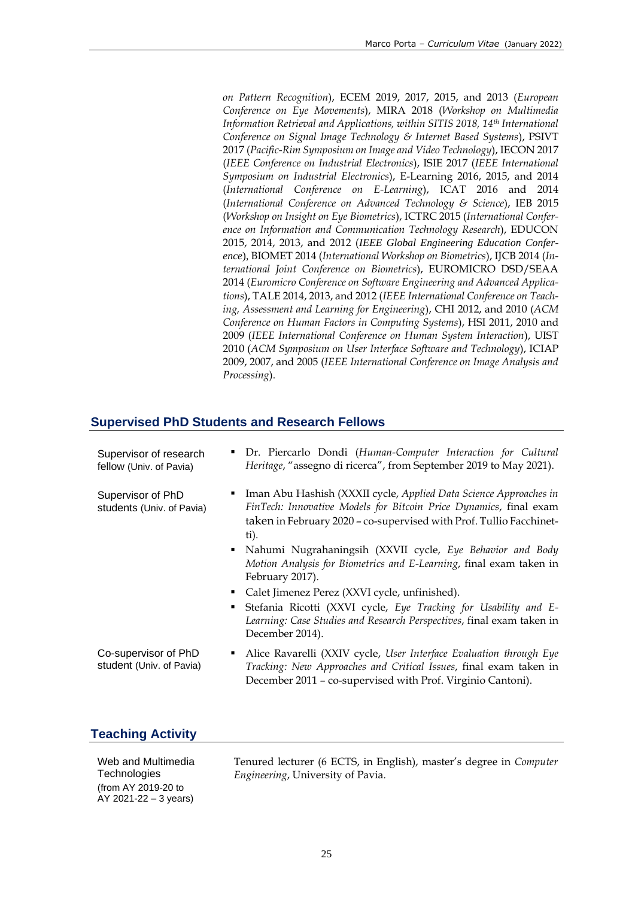*on Pattern Recognition*), ECEM 2019, 2017, 2015, and 2013 (*European Conference on Eye Movements*), MIRA 2018 (*Workshop on Multimedia Information Retrieval and Applications, within SITIS 2018, 14th International Conference on Signal Image Technology & Internet Based Systems*), PSIVT 2017 (*Pacific-Rim Symposium on Image and Video Technology*), IECON 2017 (*IEEE Conference on Industrial Electronics*), ISIE 2017 (*IEEE International Symposium on Industrial Electronics*), E-Learning 2016, 2015, and 2014 (*International Conference on E-Learning*), ICAT 2016 and 2014 (*International Conference on Advanced Technology & Science*), IEB 2015 (*Workshop on Insight on Eye Biometrics*), ICTRC 2015 (*International Conference on Information and Communication Technology Research*), EDUCON 2015, 2014, 2013, and 2012 (*IEEE Global Engineering Education Conference*), BIOMET 2014 (*International Workshop on Biometrics*), IJCB 2014 (*International Joint Conference on Biometrics*), EUROMICRO DSD/SEAA 2014 (*Euromicro Conference on Software Engineering and Advanced Applications*), TALE 2014, 2013, and 2012 (*IEEE International Conference on Teaching, Assessment and Learning for Engineering*), CHI 2012, and 2010 (*ACM Conference on Human Factors in Computing Systems*), HSI 2011, 2010 and 2009 (*IEEE International Conference on Human System Interaction*), UIST 2010 (*ACM Symposium on User Interface Software and Technology*), ICIAP 2009, 2007, and 2005 (*IEEE International Conference on Image Analysis and Processing*).

## Supervised PhD Students and Research Fellows

**Supervisor of research fellow** (Univ. of Pavia)

- Dr. Piercarlo Dondi (*Human-Computer Interaction for Cultural Heritage*, "assegno di ricerca", from September 2019 to May 2021).

**Supervisor of PhD students** (Univ. of Pavia)

- Iman Abu Hashish (XXXII cycle, *Applied Data Science Approaches in FinTech: Innovative Models for Bitcoin Price Dynamics*, final exam taken in February 2020 – co-supervised with Prof. Tullio Facchinetti).
- Nahumi Nugrahaningsih (XXVII cycle, *Eye Behavior and Body Motion Analysis for Biometrics and E-Learning*, final exam taken in February 2017).
- Calet Jimenez Perez (XXVI cycle, unfinished).
- Stefania Ricotti (XXVI cycle, *Eye Tracking for Usability and E-Learning: Case Studies and Research Perspectives*, final exam taken in December 2014).

**Co-supervisor of PhD student** (Univ. of Pavia)

- Alice Ravarelli (XXIV cycle, *User Interface Evaluation through Eye Tracking: New Approaches and Critical Issues*, final exam taken in December 2011 – co-supervised with Prof. Virginio Cantoni).

## Teaching Activity

**Web and Multimedia Technologies** (from AY 2019-20 to AY 2021-22 – 3 years)

Tenured lecturer (6 ECTS, in English), master's degree in *Computer Engineering*, University of Pavia.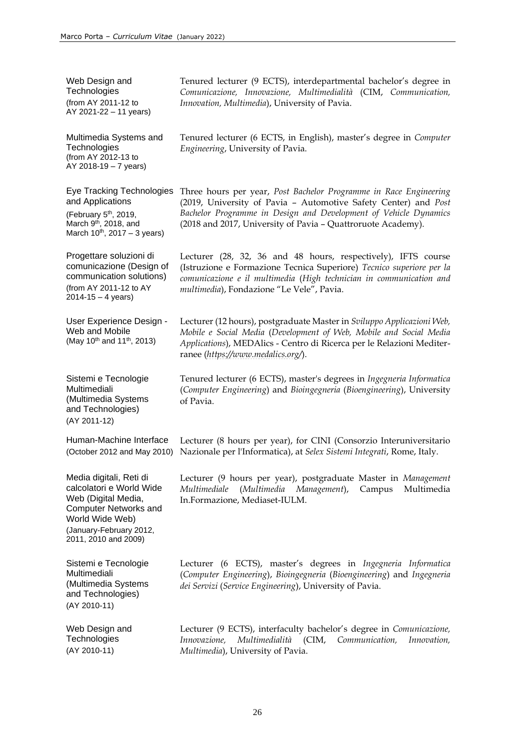| | |
|---|---|
| Web Design and Technologies (from AY 2011-12 to AY 2021-22 – 11 years) | Tenured lecturer (9 ECTS), interdepartmental bachelor's degree in *Comunicazione, Innovazione, Multimedialità* (CIM, *Communication, Innovation, Multimedia*), University of Pavia. |
| Multimedia Systems and Technologies (from AY 2012-13 to AY 2018-19 – 7 years) | Tenured lecturer (6 ECTS, in English), master's degree in *Computer Engineering*, University of Pavia. |
| Eye Tracking Technologies and Applications (February 5th, 2019, March 9th, 2018, and March 10th, 2017 – 3 years) | Three hours per year, *Post Bachelor Programme in Race Engineering* (2019, University of Pavia – Automotive Safety Center) and *Post Bachelor Programme in Design and Development of Vehicle Dynamics* (2018 and 2017, University of Pavia – Quattroruote Academy). |
| Progettare soluzioni di comunicazione (Design of communication solutions) (from AY 2011-12 to AY 2014-15 – 4 years) | Lecturer (28, 32, 36 and 48 hours, respectively), IFTS course (Istruzione e Formazione Tecnica Superiore) *Tecnico superiore per la comunicazione e il multimedia* (*High technician in communication and multimedia*), Fondazione "Le Vele", Pavia. |
| User Experience Design - Web and Mobile (May 10th and 11th, 2013) | Lecturer (12 hours), postgraduate Master in *Sviluppo Applicazioni Web, Mobile e Social Media* (*Development of Web, Mobile and Social Media Applications*), MEDAlics - Centro di Ricerca per le Relazioni Mediterranee (*https://www.medalics.org/*). |
| Sistemi e Tecnologie Multimediali (Multimedia Systems and Technologies) (AY 2011-12) | Tenured lecturer (6 ECTS), master's degrees in *Ingegneria Informatica* (*Computer Engineering*) and *Bioingegneria* (*Bioengineering*), University of Pavia. |
| Human-Machine Interface (October 2012 and May 2010) | Lecturer (8 hours per year), for CINI (Consorzio Interuniversitario Nazionale per l'Informatica), at *Selex Sistemi Integrati*, Rome, Italy. |
| Media digitali, Reti di calcolatori e World Wide Web (Digital Media, Computer Networks and World Wide Web) (January-February 2012, 2011, 2010 and 2009) | Lecturer (9 hours per year), postgraduate Master in *Management Multimediale* (*Multimedia Management*), Campus Multimedia In.Formazione, Mediaset-IULM. |
| Sistemi e Tecnologie Multimediali (Multimedia Systems and Technologies) (AY 2010-11) | Lecturer (6 ECTS), master's degrees in *Ingegneria Informatica* (*Computer Engineering*), *Bioingegneria* (*Bioengineering*) and *Ingegneria dei Servizi* (*Service Engineering*), University of Pavia. |
| Web Design and Technologies (AY 2010-11) | Lecturer (9 ECTS), interfaculty bachelor's degree in *Comunicazione, Innovazione, Multimedialità* (CIM, *Communication, Innovation, Multimedia*), University of Pavia. |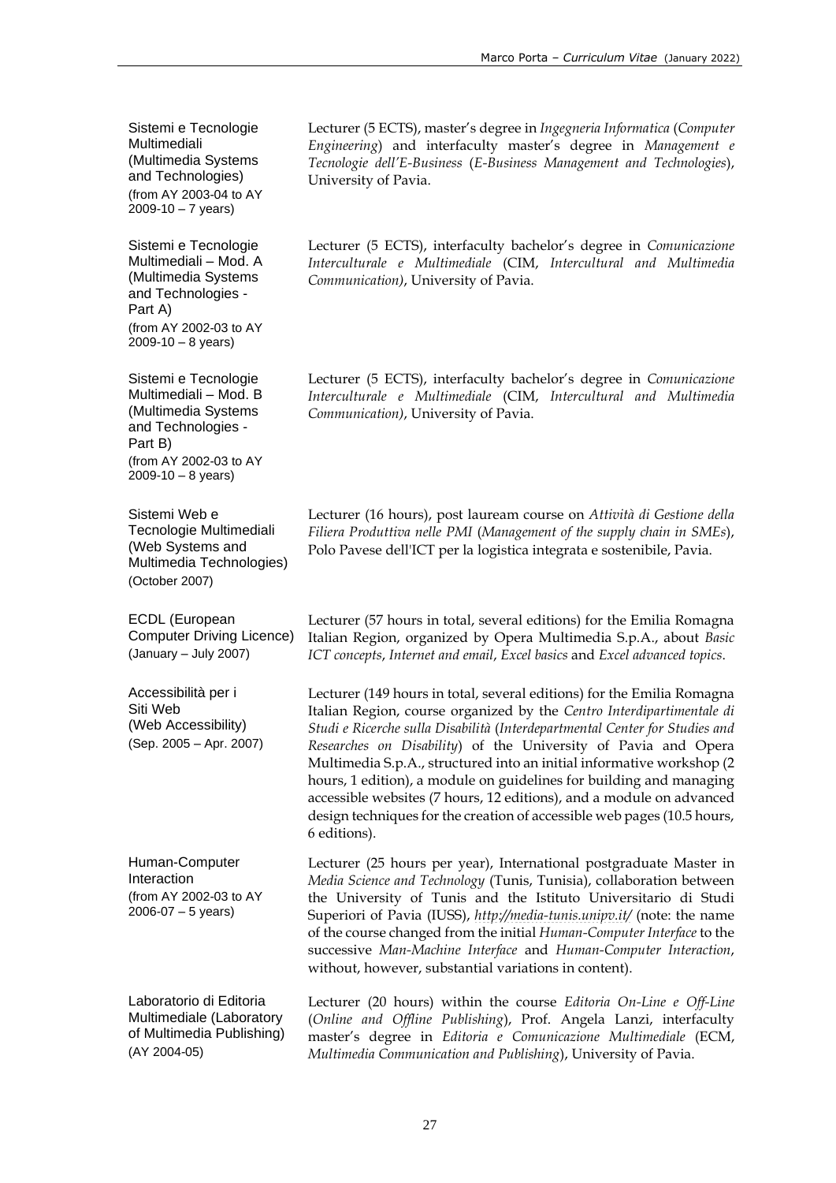| | |
|---|---|
| Sistemi e Tecnologie Multimediali (Multimedia Systems and Technologies) (from AY 2003-04 to AY 2009-10 – 7 years) | Lecturer (5 ECTS), master's degree in *Ingegneria Informatica* (*Computer Engineering*) and interfaculty master's degree in *Management e Tecnologie dell'E-Business* (*E-Business Management and Technologies*), University of Pavia. |
| Sistemi e Tecnologie Multimediali – Mod. A (Multimedia Systems and Technologies - Part A) (from AY 2002-03 to AY 2009-10 – 8 years) | Lecturer (5 ECTS), interfaculty bachelor's degree in *Comunicazione Interculturale e Multimediale* (CIM, *Intercultural and Multimedia Communication)*, University of Pavia. |
| Sistemi e Tecnologie Multimediali – Mod. B (Multimedia Systems and Technologies - Part B) (from AY 2002-03 to AY 2009-10 – 8 years) | Lecturer (5 ECTS), interfaculty bachelor's degree in *Comunicazione Interculturale e Multimediale* (CIM, *Intercultural and Multimedia Communication)*, University of Pavia. |
| Sistemi Web e Tecnologie Multimediali (Web Systems and Multimedia Technologies) (October 2007) | Lecturer (16 hours), post lauream course on *Attività di Gestione della Filiera Produttiva nelle PMI* (*Management of the supply chain in SMEs*), Polo Pavese dell'ICT per la logistica integrata e sostenibile, Pavia. |
| ECDL (European Computer Driving Licence) (January – July 2007) | Lecturer (57 hours in total, several editions) for the Emilia Romagna Italian Region, organized by Opera Multimedia S.p.A., about *Basic ICT concepts*, *Internet and email*, *Excel basics* and *Excel advanced topics*. |
| Accessibilità per i Siti Web (Web Accessibility) (Sep. 2005 – Apr. 2007) | Lecturer (149 hours in total, several editions) for the Emilia Romagna Italian Region, course organized by the *Centro Interdipartimentale di Studi e Ricerche sulla Disabilità* (*Interdepartmental Center for Studies and Researches on Disability*) of the University of Pavia and Opera Multimedia S.p.A., structured into an initial informative workshop (2 hours, 1 edition), a module on guidelines for building and managing accessible websites (7 hours, 12 editions), and a module on advanced design techniques for the creation of accessible web pages (10.5 hours, 6 editions). |
| Human-Computer Interaction (from AY 2002-03 to AY 2006-07 – 5 years) | Lecturer (25 hours per year), International postgraduate Master in *Media Science and Technology* (Tunis, Tunisia), collaboration between the University of Tunis and the Istituto Universitario di Studi Superiori of Pavia (IUSS), *http://media-tunis.unipv.it/* (note: the name of the course changed from the initial *Human-Computer Interface* to the successive *Man-Machine Interface* and *Human-Computer Interaction*, without, however, substantial variations in content). |
| Laboratorio di Editoria Multimediale (Laboratory of Multimedia Publishing) (AY 2004-05) | Lecturer (20 hours) within the course *Editoria On-Line e Off-Line* (*Online and Offline Publishing*), Prof. Angela Lanzi, interfaculty master's degree in *Editoria e Comunicazione Multimediale* (ECM, *Multimedia Communication and Publishing*), University of Pavia. |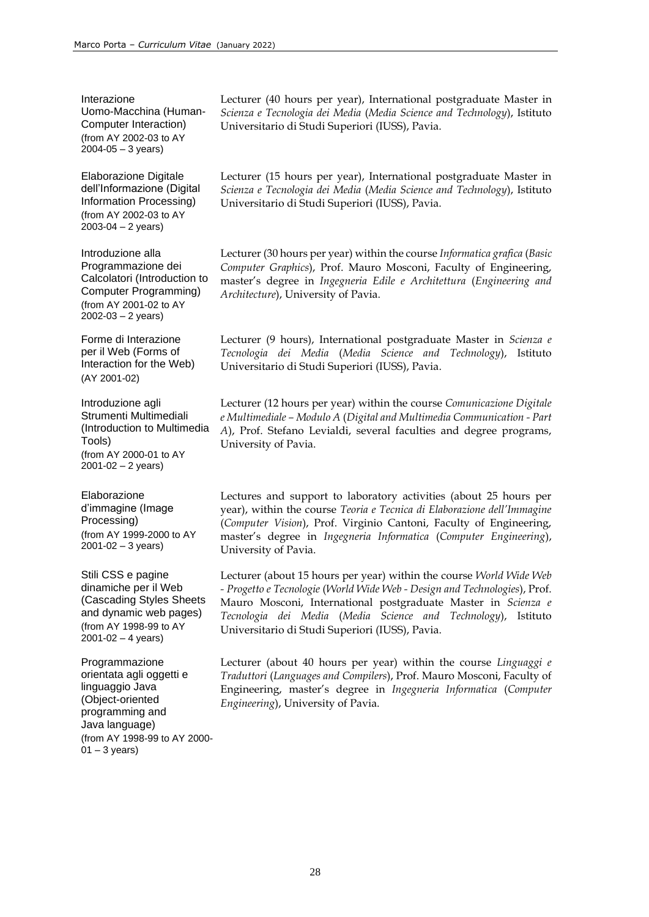| | |
|---|---|
| Interazione Uomo-Macchina (Human-Computer Interaction) (from AY 2002-03 to AY 2004-05 – 3 years) | Lecturer (40 hours per year), International postgraduate Master in *Scienza e Tecnologia dei Media* (*Media Science and Technology*), Istituto Universitario di Studi Superiori (IUSS), Pavia. |
| Elaborazione Digitale dell'Informazione (Digital Information Processing) (from AY 2002-03 to AY 2003-04 – 2 years) | Lecturer (15 hours per year), International postgraduate Master in *Scienza e Tecnologia dei Media* (*Media Science and Technology*), Istituto Universitario di Studi Superiori (IUSS), Pavia. |
| Introduzione alla Programmazione dei Calcolatori (Introduction to Computer Programming) (from AY 2001-02 to AY 2002-03 – 2 years) | Lecturer (30 hours per year) within the course *Informatica grafica* (*Basic Computer Graphics*), Prof. Mauro Mosconi, Faculty of Engineering, master's degree in *Ingegneria Edile e Architettura* (*Engineering and Architecture*), University of Pavia. |
| Forme di Interazione per il Web (Forms of Interaction for the Web) (AY 2001-02) | Lecturer (9 hours), International postgraduate Master in *Scienza e Tecnologia dei Media* (*Media Science and Technology*), Istituto Universitario di Studi Superiori (IUSS), Pavia. |
| Introduzione agli Strumenti Multimediali (Introduction to Multimedia Tools) (from AY 2000-01 to AY 2001-02 – 2 years) | Lecturer (12 hours per year) within the course *Comunicazione Digitale e Multimediale – Modulo A* (*Digital and Multimedia Communication - Part A*), Prof. Stefano Levialdi, several faculties and degree programs, University of Pavia. |
| Elaborazione d'immagine (Image Processing) (from AY 1999-2000 to AY 2001-02 – 3 years) | Lectures and support to laboratory activities (about 25 hours per year), within the course *Teoria e Tecnica di Elaborazione dell'Immagine* (*Computer Vision*), Prof. Virginio Cantoni, Faculty of Engineering, master's degree in *Ingegneria Informatica* (*Computer Engineering*), University of Pavia. |
| Stili CSS e pagine dinamiche per il Web (Cascading Styles Sheets and dynamic web pages) (from AY 1998-99 to AY 2001-02 – 4 years) | Lecturer (about 15 hours per year) within the course *World Wide Web - Progetto e Tecnologie* (*World Wide Web - Design and Technologies*), Prof. Mauro Mosconi, International postgraduate Master in *Scienza e Tecnologia dei Media* (*Media Science and Technology*), Istituto Universitario di Studi Superiori (IUSS), Pavia. |
| Programmazione orientata agli oggetti e linguaggio Java (Object-oriented programming and Java language) (from AY 1998-99 to AY 2000-01 – 3 years) | Lecturer (about 40 hours per year) within the course *Linguaggi e Traduttori* (*Languages and Compilers*), Prof. Mauro Mosconi, Faculty of Engineering, master's degree in *Ingegneria Informatica* (*Computer Engineering*), University of Pavia. |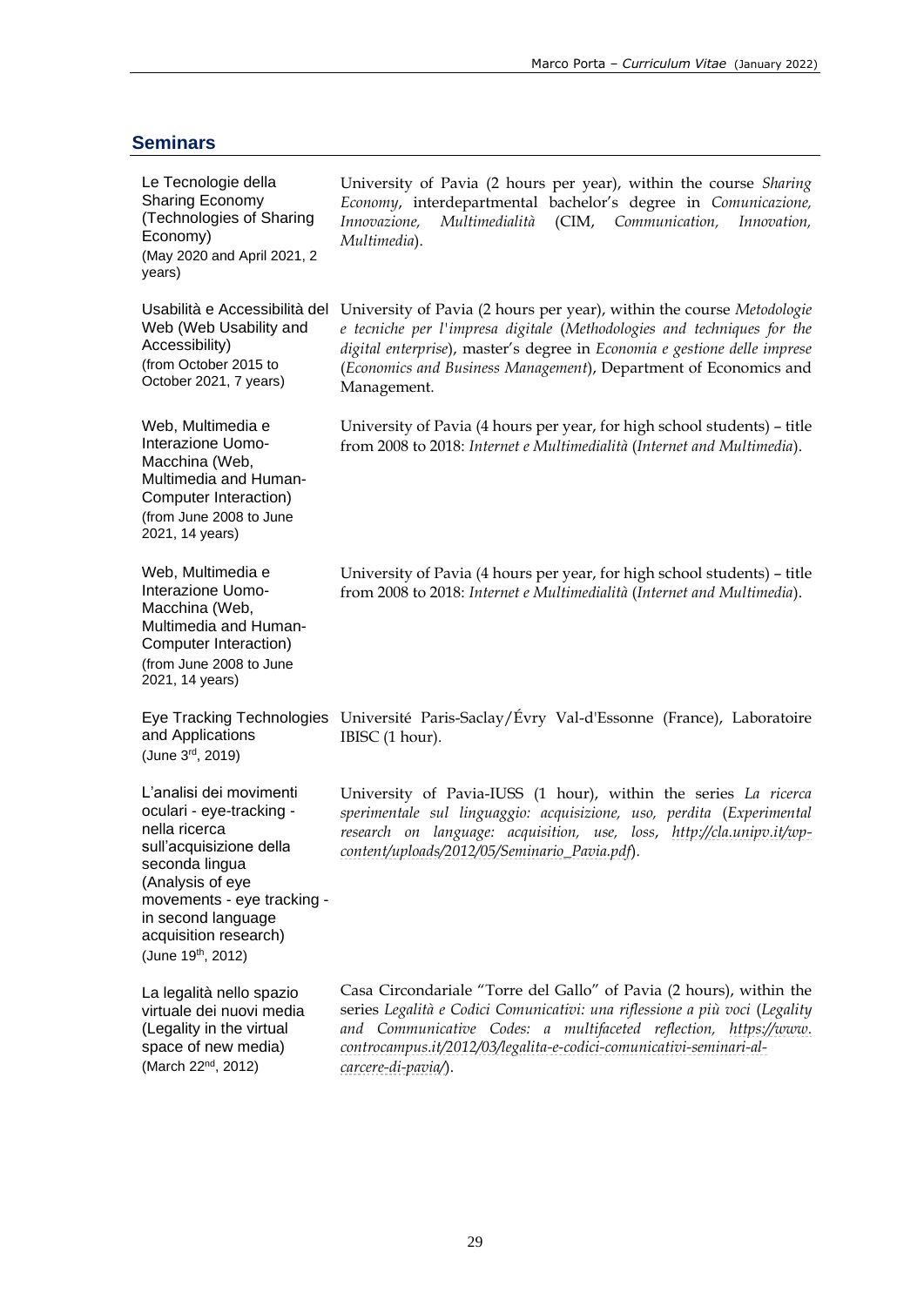## Seminars

| | |
|---|---|
| Le Tecnologie della Sharing Economy (Technologies of Sharing Economy) (May 2020 and April 2021, 2 years) | University of Pavia (2 hours per year), within the course *Sharing Economy*, interdepartmental bachelor's degree in *Comunicazione, Innovazione, Multimedialità* (CIM, *Communication, Innovation, Multimedia*). |
| Usabilità e Accessibilità del Web (Web Usability and Accessibility) (from October 2015 to October 2021, 7 years) | University of Pavia (2 hours per year), within the course *Metodologie e tecniche per l'impresa digitale* (*Methodologies and techniques for the digital enterprise*), master's degree in *Economia e gestione delle imprese* (*Economics and Business Management*), Department of Economics and Management. |
| Web, Multimedia e Interazione Uomo-Macchina (Web, Multimedia and Human-Computer Interaction) (from June 2008 to June 2021, 14 years) | University of Pavia (4 hours per year, for high school students) – title from 2008 to 2018: *Internet e Multimedialità* (*Internet and Multimedia*). |
| Web, Multimedia e Interazione Uomo-Macchina (Web, Multimedia and Human-Computer Interaction) (from June 2008 to June 2021, 14 years) | University of Pavia (4 hours per year, for high school students) – title from 2008 to 2018: *Internet e Multimedialità* (*Internet and Multimedia*). |
| Eye Tracking Technologies and Applications (June 3rd, 2019) | Université Paris-Saclay/Évry Val-d'Essonne (France), Laboratoire IBISC (1 hour). |
| L'analisi dei movimenti oculari - eye-tracking - nella ricerca sull'acquisizione della seconda lingua (Analysis of eye movements - eye tracking - in second language acquisition research) (June 19th, 2012) | University of Pavia-IUSS (1 hour), within the series *La ricerca sperimentale sul linguaggio: acquisizione, uso, perdita* (*Experimental research on language: acquisition, use, loss*, *http://cla.unipv.it/wp-content/uploads/2012/05/Seminario_Pavia.pdf*). |
| La legalità nello spazio virtuale dei nuovi media (Legality in the virtual space of new media) (March 22nd, 2012) | Casa Circondariale "Torre del Gallo" of Pavia (2 hours), within the series *Legalità e Codici Comunicativi: una riflessione a più voci* (*Legality and Communicative Codes: a multifaceted reflection*, *https://www.controcampus.it/2012/03/legalita-e-codici-comunicativi-seminari-al-carcere-di-pavia/*). |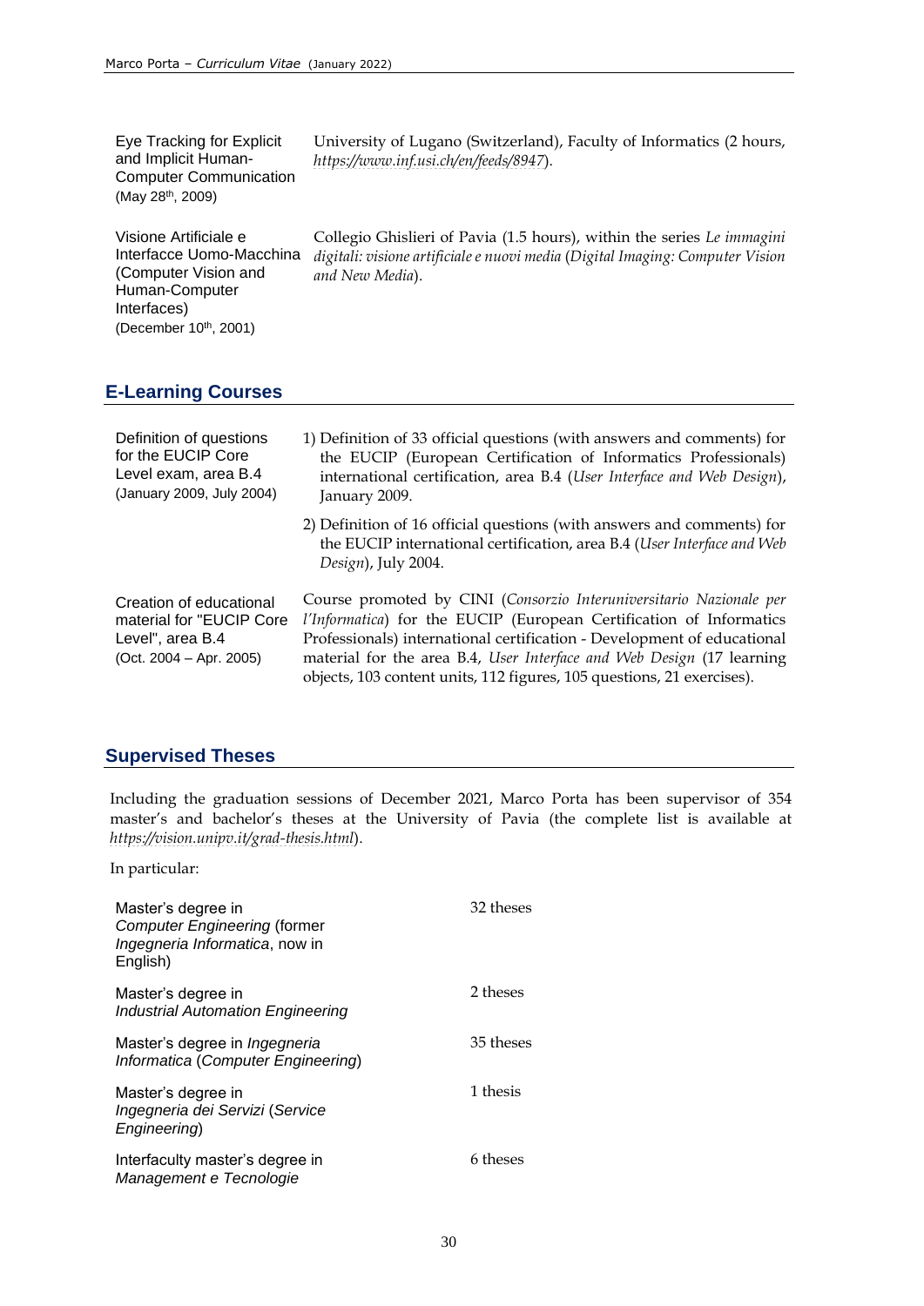| | |
|---|---|
| Eye Tracking for Explicit and Implicit Human-Computer Communication (May 28th, 2009) | University of Lugano (Switzerland), Faculty of Informatics (2 hours, *https://www.inf.usi.ch/en/feeds/8947*). |
| Visione Artificiale e Interfacce Uomo-Macchina (Computer Vision and Human-Computer Interfaces) (December 10th, 2001) | Collegio Ghislieri of Pavia (1.5 hours), within the series *Le immagini digitali: visione artificiale e nuovi media* (*Digital Imaging: Computer Vision and New Media*). |

## E-Learning Courses

| | |
|---|---|
| Definition of questions for the EUCIP Core Level exam, area B.4 (January 2009, July 2004) | 1) Definition of 33 official questions (with answers and comments) for the EUCIP (European Certification of Informatics Professionals) international certification, area B.4 (*User Interface and Web Design*), January 2009.<br>2) Definition of 16 official questions (with answers and comments) for the EUCIP international certification, area B.4 (*User Interface and Web Design*), July 2004. |
| Creation of educational material for "EUCIP Core Level", area B.4 (Oct. 2004 – Apr. 2005) | Course promoted by CINI (*Consorzio Interuniversitario Nazionale per l'Informatica*) for the EUCIP (European Certification of Informatics Professionals) international certification - Development of educational material for the area B.4, *User Interface and Web Design* (17 learning objects, 103 content units, 112 figures, 105 questions, 21 exercises). |

## Supervised Theses

Including the graduation sessions of December 2021, Marco Porta has been supervisor of 354 master's and bachelor's theses at the University of Pavia (the complete list is available at *https://vision.unipv.it/grad-thesis.html*).

In particular:

| | |
|---|---|
| Master's degree in *Computer Engineering* (former *Ingegneria Informatica*, now in English) | 32 theses |
| Master's degree in *Industrial Automation Engineering* | 2 theses |
| Master's degree in *Ingegneria Informatica* (*Computer Engineering*) | 35 theses |
| Master's degree in *Ingegneria dei Servizi* (*Service Engineering*) | 1 thesis |
| Interfaculty master's degree in *Management e Tecnologie* | 6 theses |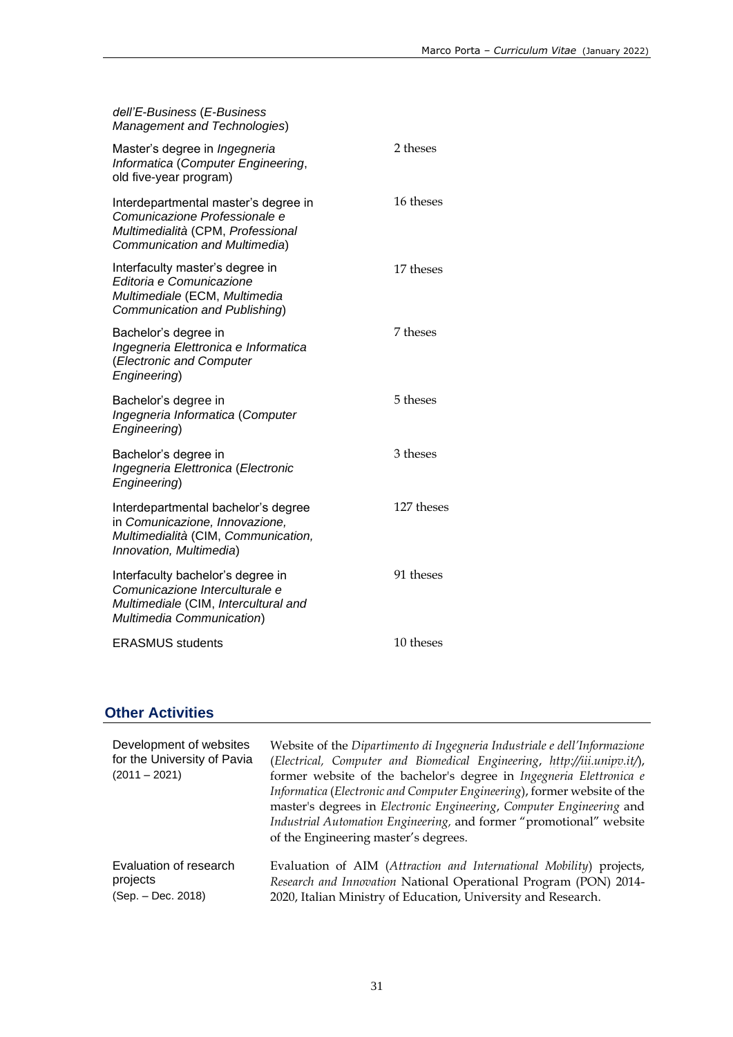| | |
|---|---|
| *dell'E-Business* (*E-Business Management and Technologies*) | |
| Master's degree in *Ingegneria Informatica* (*Computer Engineering*, old five-year program) | 2 theses |
| Interdepartmental master's degree in *Comunicazione Professionale e Multimedialità* (CPM, *Professional Communication and Multimedia*) | 16 theses |
| Interfaculty master's degree in *Editoria e Comunicazione Multimediale* (ECM, *Multimedia Communication and Publishing*) | 17 theses |
| Bachelor's degree in *Ingegneria Elettronica e Informatica* (*Electronic and Computer Engineering*) | 7 theses |
| Bachelor's degree in *Ingegneria Informatica* (*Computer Engineering*) | 5 theses |
| Bachelor's degree in *Ingegneria Elettronica* (*Electronic Engineering*) | 3 theses |
| Interdepartmental bachelor's degree in *Comunicazione, Innovazione, Multimedialità* (CIM, *Communication, Innovation, Multimedia*) | 127 theses |
| Interfaculty bachelor's degree in *Comunicazione Interculturale e Multimediale* (CIM, *Intercultural and Multimedia Communication*) | 91 theses |
| ERASMUS students | 10 theses |

## Other Activities

| | |
|---|---|
| Development of websites for the University of Pavia (2011 – 2021) | Website of the *Dipartimento di Ingegneria Industriale e dell'Informazione* (*Electrical, Computer and Biomedical Engineering*, *http://iii.unipv.it/*), former website of the bachelor's degree in *Ingegneria Elettronica e Informatica* (*Electronic and Computer Engineering*), former website of the master's degrees in *Electronic Engineering*, *Computer Engineering* and *Industrial Automation Engineering,* and former "promotional" website of the Engineering master's degrees. |
| Evaluation of research projects (Sep. – Dec. 2018) | Evaluation of AIM (*Attraction and International Mobility*) projects, *Research and Innovation* National Operational Program (PON) 2014-2020, Italian Ministry of Education, University and Research. |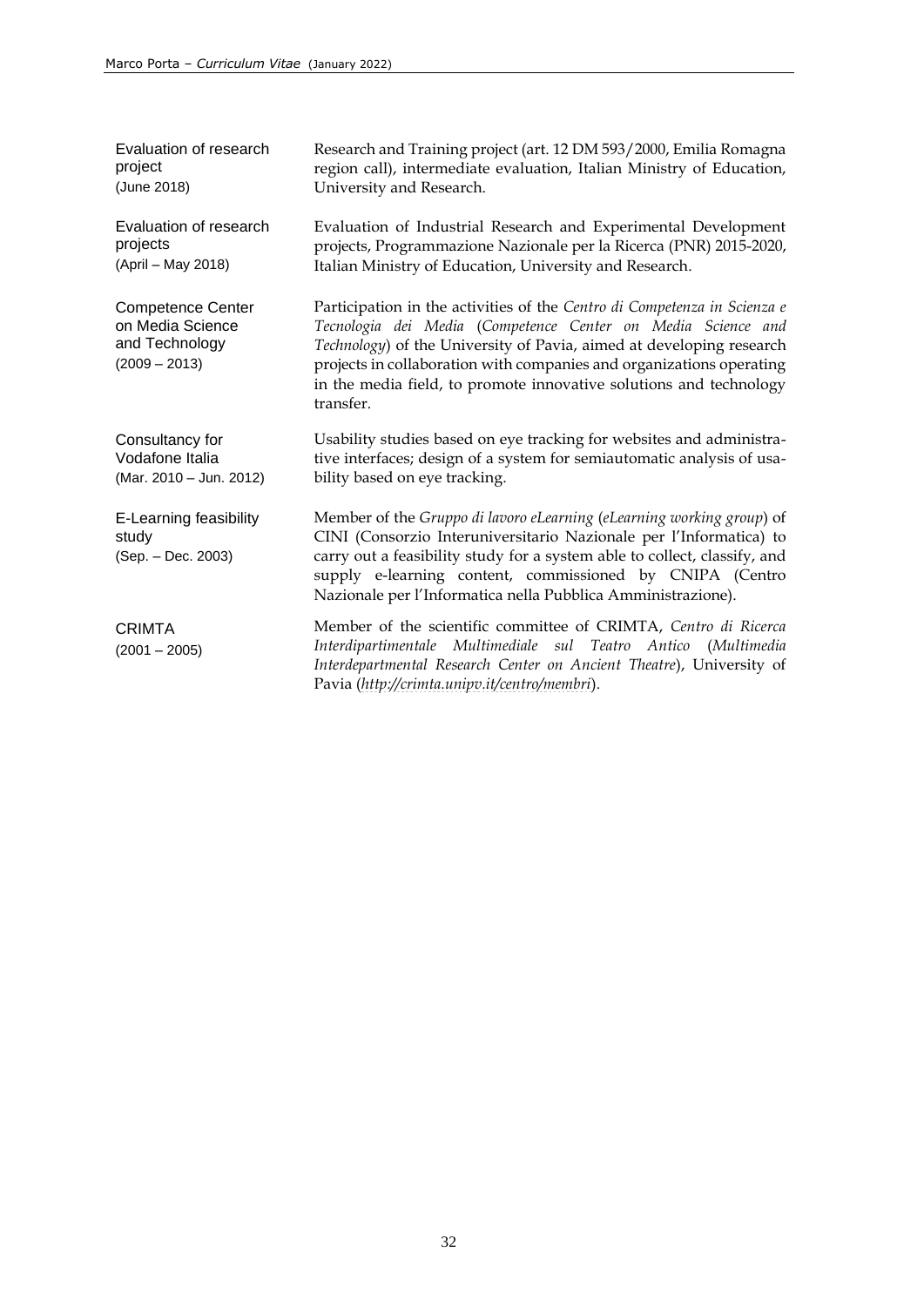| | |
|---|---|
| Evaluation of research project (June 2018) | Research and Training project (art. 12 DM 593/2000, Emilia Romagna region call), intermediate evaluation, Italian Ministry of Education, University and Research. |
| Evaluation of research projects (April – May 2018) | Evaluation of Industrial Research and Experimental Development projects, Programmazione Nazionale per la Ricerca (PNR) 2015-2020, Italian Ministry of Education, University and Research. |
| Competence Center on Media Science and Technology (2009 – 2013) | Participation in the activities of the *Centro di Competenza in Scienza e Tecnologia dei Media* (*Competence Center on Media Science and Technology*) of the University of Pavia, aimed at developing research projects in collaboration with companies and organizations operating in the media field, to promote innovative solutions and technology transfer. |
| Consultancy for Vodafone Italia (Mar. 2010 – Jun. 2012) | Usability studies based on eye tracking for websites and administrative interfaces; design of a system for semiautomatic analysis of usability based on eye tracking. |
| E-Learning feasibility study (Sep. – Dec. 2003) | Member of the *Gruppo di lavoro eLearning* (*eLearning working group*) of CINI (Consorzio Interuniversitario Nazionale per l'Informatica) to carry out a feasibility study for a system able to collect, classify, and supply e-learning content, commissioned by CNIPA (Centro Nazionale per l'Informatica nella Pubblica Amministrazione). |
| CRIMTA (2001 – 2005) | Member of the scientific committee of CRIMTA, *Centro di Ricerca Interdipartimentale Multimediale sul Teatro Antico* (*Multimedia Interdepartmental Research Center on Ancient Theatre*), University of Pavia (*http://crimta.unipv.it/centro/membri*). |